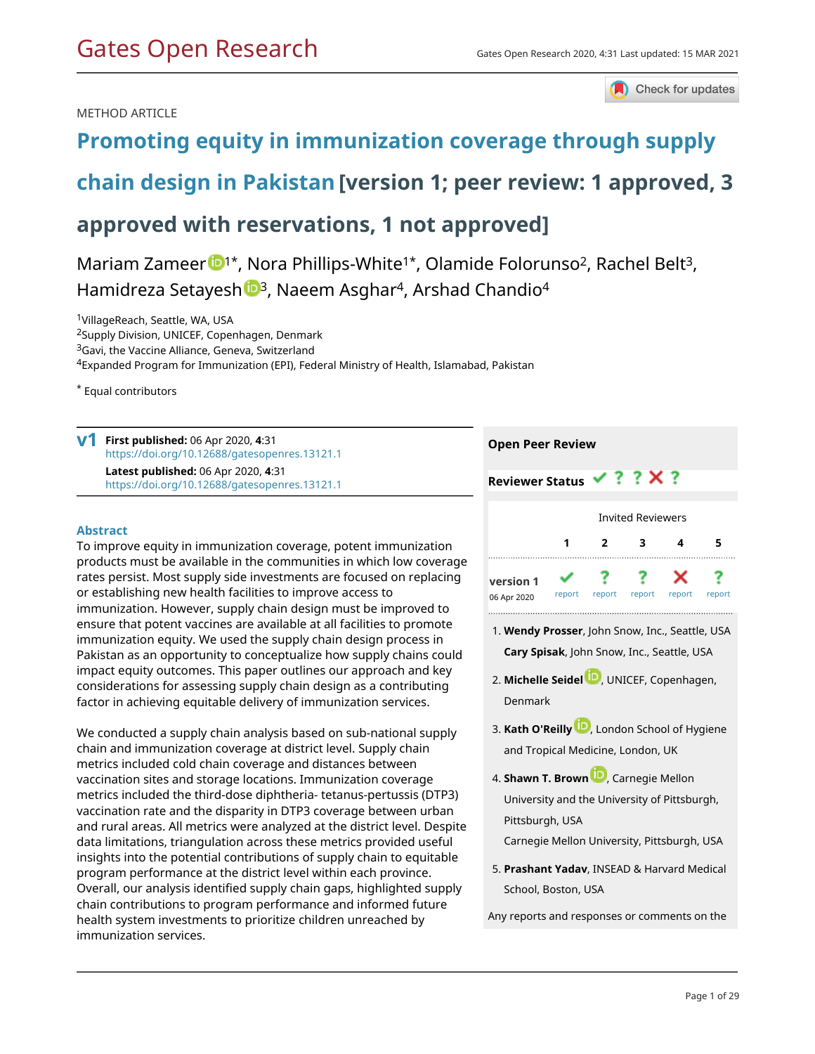METHOD ARTICLE

# Promoting equity in immunization coverage through supply chain design in Pakistan [version 1; peer review: 1 approved, 3 approved with reservations, 1 not approved]

Mariam Zameer[1*], Nora Phillips-White[1*], Olamide Folorunso[2], Rachel Belt[3], Hamidreza Setayesh[3], Naeem Asghar[4], Arshad Chandio[4]

[1]VillageReach, Seattle, WA, USA
[2]Supply Division, UNICEF, Copenhagen, Denmark
[3]Gavi, the Vaccine Alliance, Geneva, Switzerland
[4]Expanded Program for Immunization (EPI), Federal Ministry of Health, Islamabad, Pakistan

[*] Equal contributors

**v1** **First published:** 06 Apr 2020, **4**:31
https://doi.org/10.12688/gatesopenres.13121.1
**Latest published:** 06 Apr 2020, **4**:31
https://doi.org/10.12688/gatesopenres.13121.1

## Abstract

To improve equity in immunization coverage, potent immunization products must be available in the communities in which low coverage rates persist. Most supply side investments are focused on replacing or establishing new health facilities to improve access to immunization. However, supply chain design must be improved to ensure that potent vaccines are available at all facilities to promote immunization equity. We used the supply chain design process in Pakistan as an opportunity to conceptualize how supply chains could impact equity outcomes. This paper outlines our approach and key considerations for assessing supply chain design as a contributing factor in achieving equitable delivery of immunization services.

We conducted a supply chain analysis based on sub-national supply chain and immunization coverage at district level. Supply chain metrics included cold chain coverage and distances between vaccination sites and storage locations. Immunization coverage metrics included the third-dose diphtheria- tetanus-pertussis (DTP3) vaccination rate and the disparity in DTP3 coverage between urban and rural areas. All metrics were analyzed at the district level. Despite data limitations, triangulation across these metrics provided useful insights into the potential contributions of supply chain to equitable program performance at the district level within each province. Overall, our analysis identified supply chain gaps, highlighted supply chain contributions to program performance and informed future health system investments to prioritize children unreached by immunization services.

**Open Peer Review**

**Reviewer Status** ✔ ? ? ✘ ?

| | Invited Reviewers | | | | |
|---|---|---|---|---|---|
| | 1 | 2 | 3 | 4 | 5 |
| version 1 (06 Apr 2020) | ✔ report | ? report | ? report | ✘ report | ? report |

1. **Wendy Prosser**, John Snow, Inc., Seattle, USA
   **Cary Spisak**, John Snow, Inc., Seattle, USA
2. **Michelle Seidel**, UNICEF, Copenhagen, Denmark
3. **Kath O'Reilly**, London School of Hygiene and Tropical Medicine, London, UK
4. **Shawn T. Brown**, Carnegie Mellon University and the University of Pittsburgh, Pittsburgh, USA
   Carnegie Mellon University, Pittsburgh, USA
5. **Prashant Yadav**, INSEAD & Harvard Medical School, Boston, USA

Any reports and responses or comments on the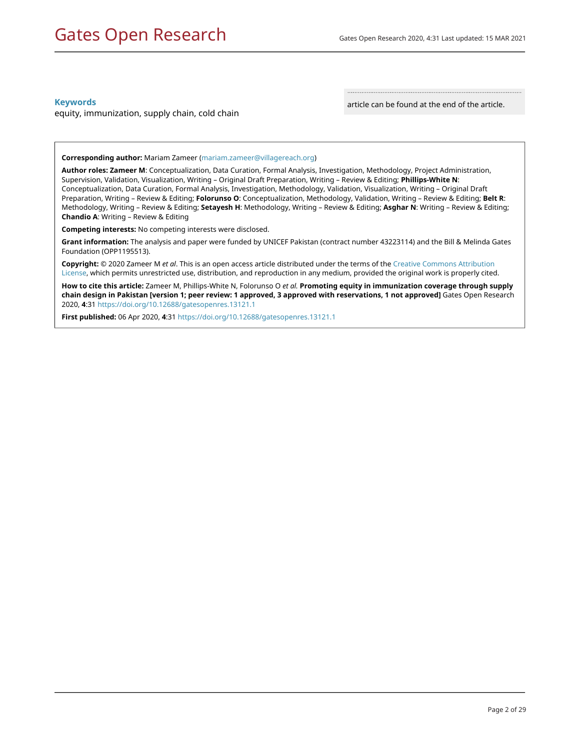**Keywords**

equity, immunization, supply chain, cold chain

article can be found at the end of the article.

**Corresponding author:** Mariam Zameer (mariam.zameer@villagereach.org)

**Author roles: Zameer M**: Conceptualization, Data Curation, Formal Analysis, Investigation, Methodology, Project Administration, Supervision, Validation, Visualization, Writing – Original Draft Preparation, Writing – Review & Editing; **Phillips-White N**: Conceptualization, Data Curation, Formal Analysis, Investigation, Methodology, Validation, Visualization, Writing – Original Draft Preparation, Writing – Review & Editing; **Folorunso O**: Conceptualization, Methodology, Validation, Writing – Review & Editing; **Belt R**: Methodology, Writing – Review & Editing; **Setayesh H**: Methodology, Writing – Review & Editing; **Asghar N**: Writing – Review & Editing; **Chandio A**: Writing – Review & Editing

**Competing interests:** No competing interests were disclosed.

**Grant information:** The analysis and paper were funded by UNICEF Pakistan (contract number 43223114) and the Bill & Melinda Gates Foundation (OPP1195513).

**Copyright:** © 2020 Zameer M *et al*. This is an open access article distributed under the terms of the Creative Commons Attribution License, which permits unrestricted use, distribution, and reproduction in any medium, provided the original work is properly cited.

**How to cite this article:** Zameer M, Phillips-White N, Folorunso O *et al.* **Promoting equity in immunization coverage through supply chain design in Pakistan [version 1; peer review: 1 approved, 3 approved with reservations, 1 not approved]** Gates Open Research 2020, **4**:31 https://doi.org/10.12688/gatesopenres.13121.1

**First published:** 06 Apr 2020, **4**:31 https://doi.org/10.12688/gatesopenres.13121.1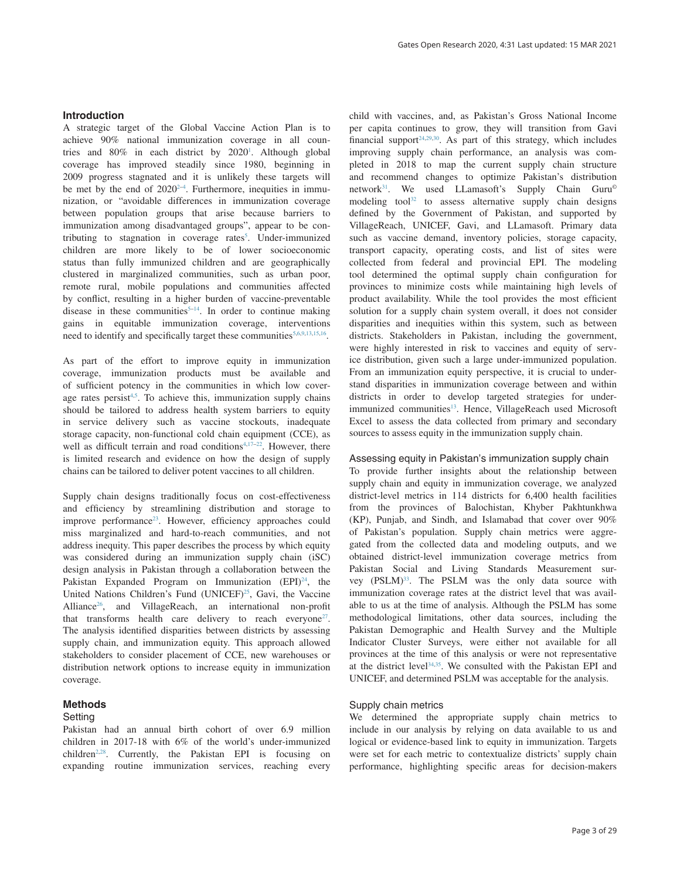## Introduction

A strategic target of the Global Vaccine Action Plan is to achieve 90% national immunization coverage in all countries and 80% in each district by 2020[1]. Although global coverage has improved steadily since 1980, beginning in 2009 progress stagnated and it is unlikely these targets will be met by the end of 2020[2–4]. Furthermore, inequities in immunization, or "avoidable differences in immunization coverage between population groups that arise because barriers to immunization among disadvantaged groups", appear to be contributing to stagnation in coverage rates[5]. Under-immunized children are more likely to be of lower socioeconomic status than fully immunized children and are geographically clustered in marginalized communities, such as urban poor, remote rural, mobile populations and communities affected by conflict, resulting in a higher burden of vaccine-preventable disease in these communities[5–14]. In order to continue making gains in equitable immunization coverage, interventions need to identify and specifically target these communities[5,6,9,13,15,16].

As part of the effort to improve equity in immunization coverage, immunization products must be available and of sufficient potency in the communities in which low coverage rates persist[4,5]. To achieve this, immunization supply chains should be tailored to address health system barriers to equity in service delivery such as vaccine stockouts, inadequate storage capacity, non-functional cold chain equipment (CCE), as well as difficult terrain and road conditions[4,17–22]. However, there is limited research and evidence on how the design of supply chains can be tailored to deliver potent vaccines to all children.

Supply chain designs traditionally focus on cost-effectiveness and efficiency by streamlining distribution and storage to improve performance[23]. However, efficiency approaches could miss marginalized and hard-to-reach communities, and not address inequity. This paper describes the process by which equity was considered during an immunization supply chain (iSC) design analysis in Pakistan through a collaboration between the Pakistan Expanded Program on Immunization (EPI)[24], the United Nations Children's Fund (UNICEF)[25], Gavi, the Vaccine Alliance[26], and VillageReach, an international non-profit that transforms health care delivery to reach everyone[27]. The analysis identified disparities between districts by assessing supply chain, and immunization equity. This approach allowed stakeholders to consider placement of CCE, new warehouses or distribution network options to increase equity in immunization coverage.

## Methods

### Setting

Pakistan had an annual birth cohort of over 6.9 million children in 2017-18 with 6% of the world's under-immunized children[2,28]. Currently, the Pakistan EPI is focusing on expanding routine immunization services, reaching every child with vaccines, and, as Pakistan's Gross National Income per capita continues to grow, they will transition from Gavi financial support[24,29,30]. As part of this strategy, which includes improving supply chain performance, an analysis was completed in 2018 to map the current supply chain structure and recommend changes to optimize Pakistan's distribution network[31]. We used LLamasoft's Supply Chain Guru© modeling tool[32] to assess alternative supply chain designs defined by the Government of Pakistan, and supported by VillageReach, UNICEF, Gavi, and LLamasoft. Primary data such as vaccine demand, inventory policies, storage capacity, transport capacity, operating costs, and list of sites were collected from federal and provincial EPI. The modeling tool determined the optimal supply chain configuration for provinces to minimize costs while maintaining high levels of product availability. While the tool provides the most efficient solution for a supply chain system overall, it does not consider disparities and inequities within this system, such as between districts. Stakeholders in Pakistan, including the government, were highly interested in risk to vaccines and equity of service distribution, given such a large under-immunized population. From an immunization equity perspective, it is crucial to understand disparities in immunization coverage between and within districts in order to develop targeted strategies for under-immunized communities[13]. Hence, VillageReach used Microsoft Excel to assess the data collected from primary and secondary sources to assess equity in the immunization supply chain.

### Assessing equity in Pakistan's immunization supply chain

To provide further insights about the relationship between supply chain and equity in immunization coverage, we analyzed district-level metrics in 114 districts for 6,400 health facilities from the provinces of Balochistan, Khyber Pakhtunkhwa (KP), Punjab, and Sindh, and Islamabad that cover over 90% of Pakistan's population. Supply chain metrics were aggregated from the collected data and modeling outputs, and we obtained district-level immunization coverage metrics from Pakistan Social and Living Standards Measurement survey (PSLM)[33]. The PSLM was the only data source with immunization coverage rates at the district level that was available to us at the time of analysis. Although the PSLM has some methodological limitations, other data sources, including the Pakistan Demographic and Health Survey and the Multiple Indicator Cluster Surveys, were either not available for all provinces at the time of this analysis or were not representative at the district level[34,35]. We consulted with the Pakistan EPI and UNICEF, and determined PSLM was acceptable for the analysis.

### Supply chain metrics

We determined the appropriate supply chain metrics to include in our analysis by relying on data available to us and logical or evidence-based link to equity in immunization. Targets were set for each metric to contextualize districts' supply chain performance, highlighting specific areas for decision-makers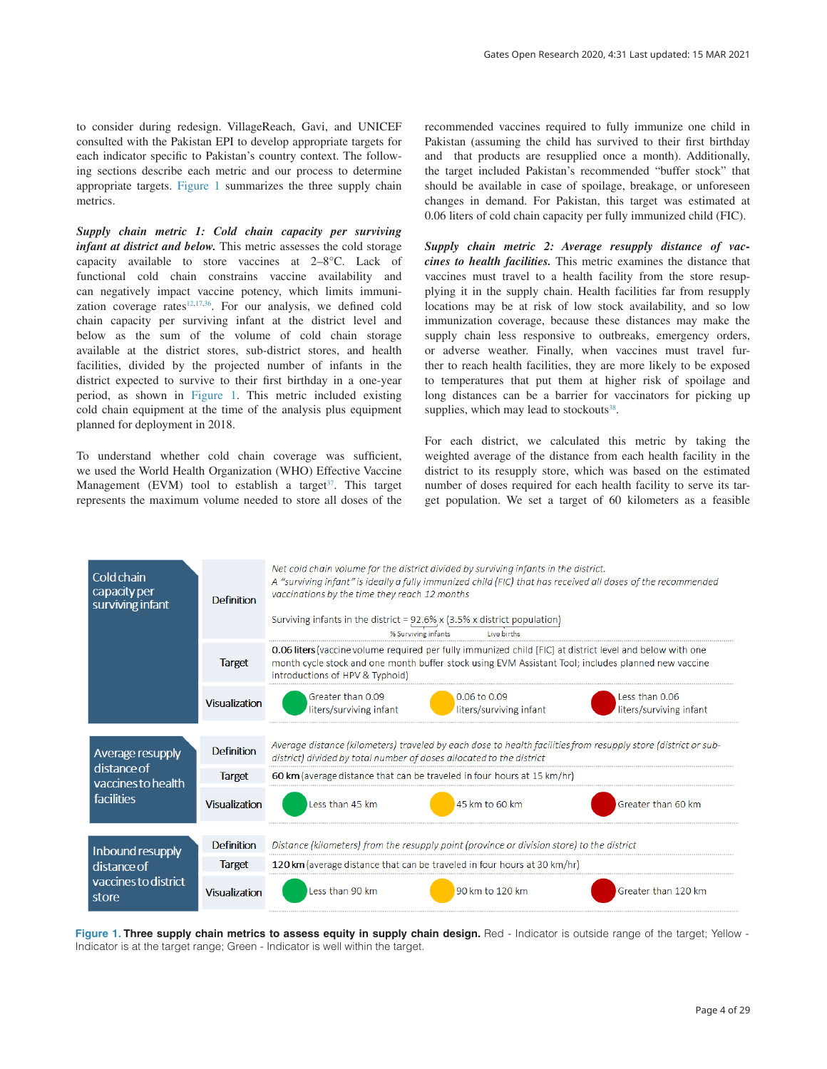to consider during redesign. VillageReach, Gavi, and UNICEF consulted with the Pakistan EPI to develop appropriate targets for each indicator specific to Pakistan's country context. The following sections describe each metric and our process to determine appropriate targets. Figure 1 summarizes the three supply chain metrics.

***Supply chain metric 1: Cold chain capacity per surviving infant at district and below.*** This metric assesses the cold storage capacity available to store vaccines at 2–8°C. Lack of functional cold chain constrains vaccine availability and can negatively impact vaccine potency, which limits immunization coverage rates[12,17,36]. For our analysis, we defined cold chain capacity per surviving infant at the district level and below as the sum of the volume of cold chain storage available at the district stores, sub-district stores, and health facilities, divided by the projected number of infants in the district expected to survive to their first birthday in a one-year period, as shown in Figure 1. This metric included existing cold chain equipment at the time of the analysis plus equipment planned for deployment in 2018.

To understand whether cold chain coverage was sufficient, we used the World Health Organization (WHO) Effective Vaccine Management (EVM) tool to establish a target[37]. This target represents the maximum volume needed to store all doses of the recommended vaccines required to fully immunize one child in Pakistan (assuming the child has survived to their first birthday and that products are resupplied once a month). Additionally, the target included Pakistan's recommended "buffer stock" that should be available in case of spoilage, breakage, or unforeseen changes in demand. For Pakistan, this target was estimated at 0.06 liters of cold chain capacity per fully immunized child (FIC).

***Supply chain metric 2: Average resupply distance of vaccines to health facilities.*** This metric examines the distance that vaccines must travel to a health facility from the store resupplying it in the supply chain. Health facilities far from resupply locations may be at risk of low stock availability, and so low immunization coverage, because these distances may make the supply chain less responsive to outbreaks, emergency orders, or adverse weather. Finally, when vaccines must travel further to reach health facilities, they are more likely to be exposed to temperatures that put them at higher risk of spoilage and long distances can be a barrier for vaccinators for picking up supplies, which may lead to stockouts[38].

For each district, we calculated this metric by taking the weighted average of the distance from each health facility in the district to its resupply store, which was based on the estimated number of doses required for each health facility to serve its target population. We set a target of 60 kilometers as a feasible

| Metric | | | | |
|---|---|---|---|---|
| Cold chain capacity per surviving infant | Definition | *Net cold chain volume for the district divided by surviving infants in the district. A "surviving infant" is ideally a fully immunized child (FIC) that has received all doses of the recommended vaccinations by the time they reach 12 months*<br>Surviving infants in the district = 92.6% (% Surviving infants) x (3.5% x district population) (Live births) | | |
| | Target | **0.06 liters** (vaccine volume required per fully immunized child [FIC] at district level and below with one month cycle stock and one month buffer stock using EVM Assistant Tool; includes planned new vaccine introductions of HPV & Typhoid) | | |
| | Visualization | Green: Greater than 0.09 liters/surviving infant | Yellow: 0.06 to 0.09 liters/surviving infant | Red: Less than 0.06 liters/surviving infant |
| Average resupply distance of vaccines to health facilities | Definition | *Average distance (kilometers) traveled by each dose to health facilities from resupply store (district or sub-district) divided by total number of doses allocated to the district* | | |
| | Target | **60 km** (average distance that can be traveled in four hours at 15 km/hr) | | |
| | Visualization | Green: Less than 45 km | Yellow: 45 km to 60 km | Red: Greater than 60 km |
| Inbound resupply distance of vaccines to district store | Definition | *Distance (kilometers) from the resupply point (province or division store) to the district* | | |
| | Target | **120 km** (average distance that can be traveled in four hours at 30 km/hr) | | |
| | Visualization | Green: Less than 90 km | Yellow: 90 km to 120 km | Red: Greater than 120 km |

**Figure 1. Three supply chain metrics to assess equity in supply chain design.** Red - Indicator is outside range of the target; Yellow - Indicator is at the target range; Green - Indicator is well within the target.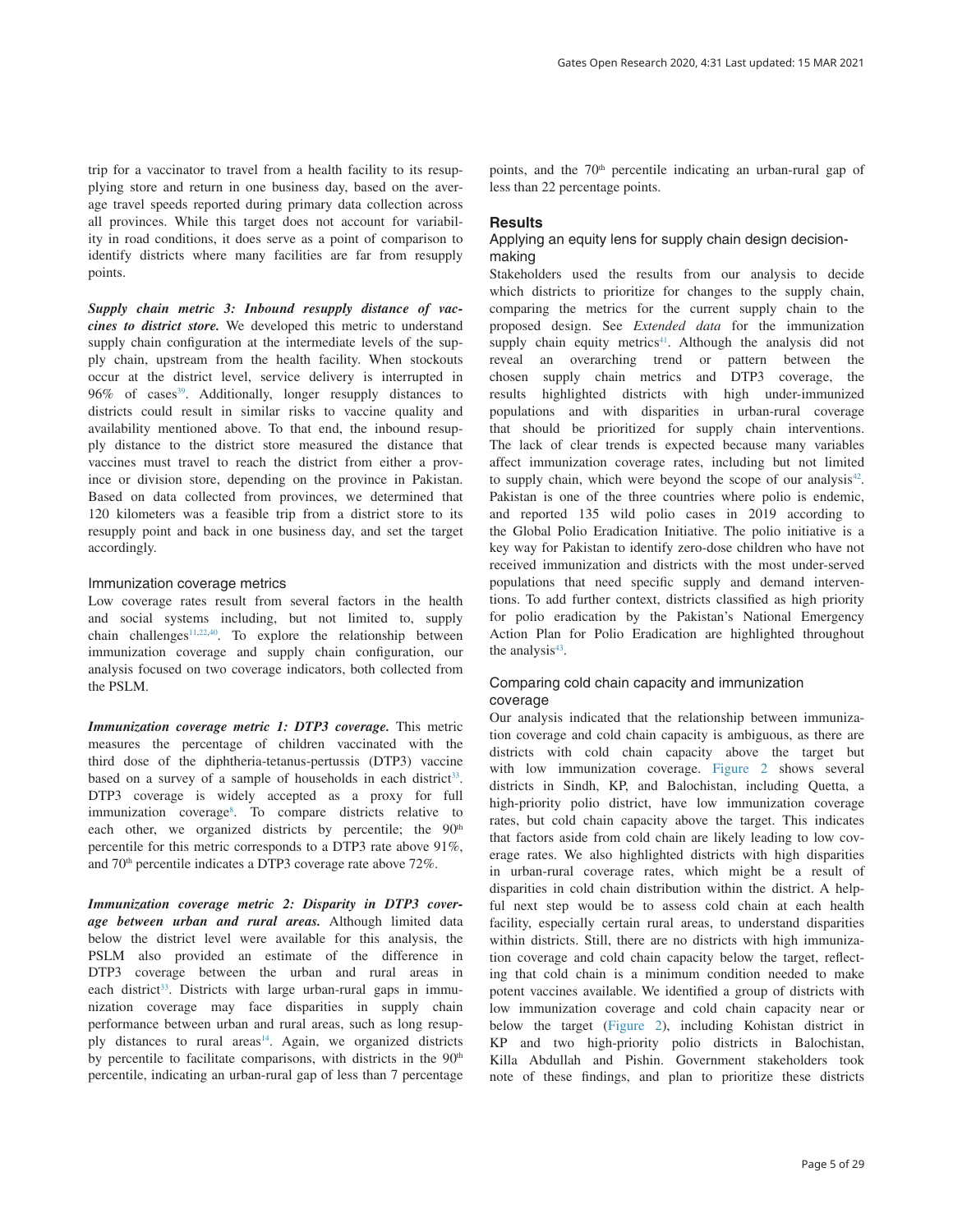trip for a vaccinator to travel from a health facility to its resupplying store and return in one business day, based on the average travel speeds reported during primary data collection across all provinces. While this target does not account for variability in road conditions, it does serve as a point of comparison to identify districts where many facilities are far from resupply points.

***Supply chain metric 3: Inbound resupply distance of vaccines to district store.*** We developed this metric to understand supply chain configuration at the intermediate levels of the supply chain, upstream from the health facility. When stockouts occur at the district level, service delivery is interrupted in 96% of cases[39]. Additionally, longer resupply distances to districts could result in similar risks to vaccine quality and availability mentioned above. To that end, the inbound resupply distance to the district store measured the distance that vaccines must travel to reach the district from either a province or division store, depending on the province in Pakistan. Based on data collected from provinces, we determined that 120 kilometers was a feasible trip from a district store to its resupply point and back in one business day, and set the target accordingly.

### Immunization coverage metrics

Low coverage rates result from several factors in the health and social systems including, but not limited to, supply chain challenges[11,22,40]. To explore the relationship between immunization coverage and supply chain configuration, our analysis focused on two coverage indicators, both collected from the PSLM.

***Immunization coverage metric 1: DTP3 coverage.*** This metric measures the percentage of children vaccinated with the third dose of the diphtheria-tetanus-pertussis (DTP3) vaccine based on a survey of a sample of households in each district[33]. DTP3 coverage is widely accepted as a proxy for full immunization coverage[8]. To compare districts relative to each other, we organized districts by percentile; the 90th percentile for this metric corresponds to a DTP3 rate above 91%, and 70th percentile indicates a DTP3 coverage rate above 72%.

***Immunization coverage metric 2: Disparity in DTP3 coverage between urban and rural areas.*** Although limited data below the district level were available for this analysis, the PSLM also provided an estimate of the difference in DTP3 coverage between the urban and rural areas in each district[33]. Districts with large urban-rural gaps in immunization coverage may face disparities in supply chain performance between urban and rural areas, such as long resupply distances to rural areas[14]. Again, we organized districts by percentile to facilitate comparisons, with districts in the 90th percentile, indicating an urban-rural gap of less than 7 percentage points, and the 70th percentile indicating an urban-rural gap of less than 22 percentage points.

## Results

### Applying an equity lens for supply chain design decision-making

Stakeholders used the results from our analysis to decide which districts to prioritize for changes to the supply chain, comparing the metrics for the current supply chain to the proposed design. See *Extended data* for the immunization supply chain equity metrics[41]. Although the analysis did not reveal an overarching trend or pattern between the chosen supply chain metrics and DTP3 coverage, the results highlighted districts with high under-immunized populations and with disparities in urban-rural coverage that should be prioritized for supply chain interventions. The lack of clear trends is expected because many variables affect immunization coverage rates, including but not limited to supply chain, which were beyond the scope of our analysis[42]. Pakistan is one of the three countries where polio is endemic, and reported 135 wild polio cases in 2019 according to the Global Polio Eradication Initiative. The polio initiative is a key way for Pakistan to identify zero-dose children who have not received immunization and districts with the most under-served populations that need specific supply and demand interventions. To add further context, districts classified as high priority for polio eradication by the Pakistan's National Emergency Action Plan for Polio Eradication are highlighted throughout the analysis[43].

### Comparing cold chain capacity and immunization coverage

Our analysis indicated that the relationship between immunization coverage and cold chain capacity is ambiguous, as there are districts with cold chain capacity above the target but with low immunization coverage. Figure 2 shows several districts in Sindh, KP, and Balochistan, including Quetta, a high-priority polio district, have low immunization coverage rates, but cold chain capacity above the target. This indicates that factors aside from cold chain are likely leading to low coverage rates. We also highlighted districts with high disparities in urban-rural coverage rates, which might be a result of disparities in cold chain distribution within the district. A helpful next step would be to assess cold chain at each health facility, especially certain rural areas, to understand disparities within districts. Still, there are no districts with high immunization coverage and cold chain capacity below the target, reflecting that cold chain is a minimum condition needed to make potent vaccines available. We identified a group of districts with low immunization coverage and cold chain capacity near or below the target (Figure 2), including Kohistan district in KP and two high-priority polio districts in Balochistan, Killa Abdullah and Pishin. Government stakeholders took note of these findings, and plan to prioritize these districts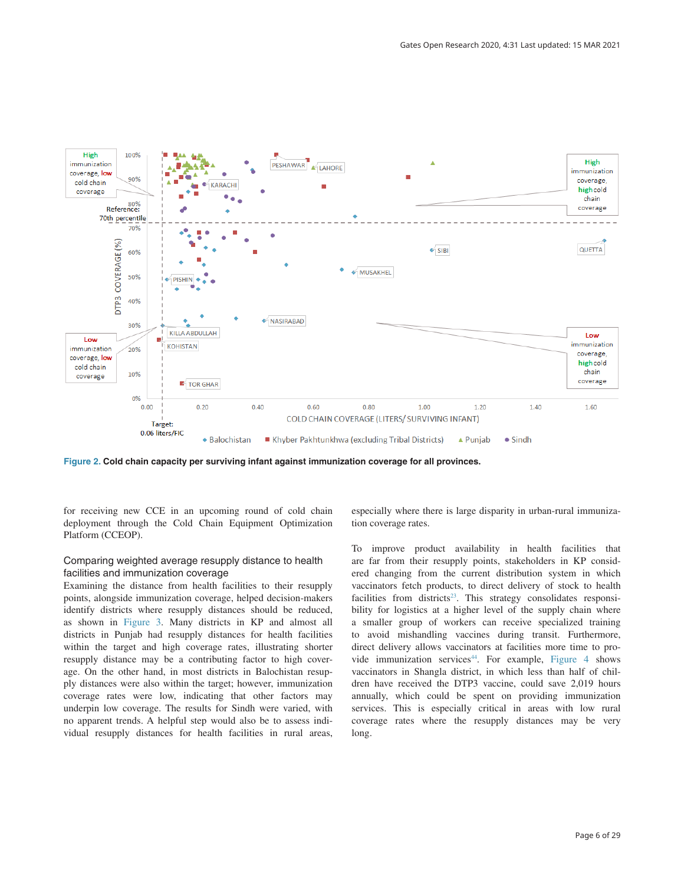Figure 2. Cold chain capacity per surviving infant against immunization coverage for all provinces.

for receiving new CCE in an upcoming round of cold chain deployment through the Cold Chain Equipment Optimization Platform (CCEOP).

### Comparing weighted average resupply distance to health facilities and immunization coverage

Examining the distance from health facilities to their resupply points, alongside immunization coverage, helped decision-makers identify districts where resupply distances should be reduced, as shown in Figure 3. Many districts in KP and almost all districts in Punjab had resupply distances for health facilities within the target and high coverage rates, illustrating shorter resupply distance may be a contributing factor to high coverage. On the other hand, in most districts in Balochistan resupply distances were also within the target; however, immunization coverage rates were low, indicating that other factors may underpin low coverage. The results for Sindh were varied, with no apparent trends. A helpful step would also be to assess individual resupply distances for health facilities in rural areas, especially where there is large disparity in urban-rural immunization coverage rates.

To improve product availability in health facilities that are far from their resupply points, stakeholders in KP considered changing from the current distribution system in which vaccinators fetch products, to direct delivery of stock to health facilities from districts[23]. This strategy consolidates responsibility for logistics at a higher level of the supply chain where a smaller group of workers can receive specialized training to avoid mishandling vaccines during transit. Furthermore, direct delivery allows vaccinators at facilities more time to provide immunization services[44]. For example, Figure 4 shows vaccinators in Shangla district, in which less than half of children have received the DTP3 vaccine, could save 2,019 hours annually, which could be spent on providing immunization services. This is especially critical in areas with low rural coverage rates where the resupply distances may be very long.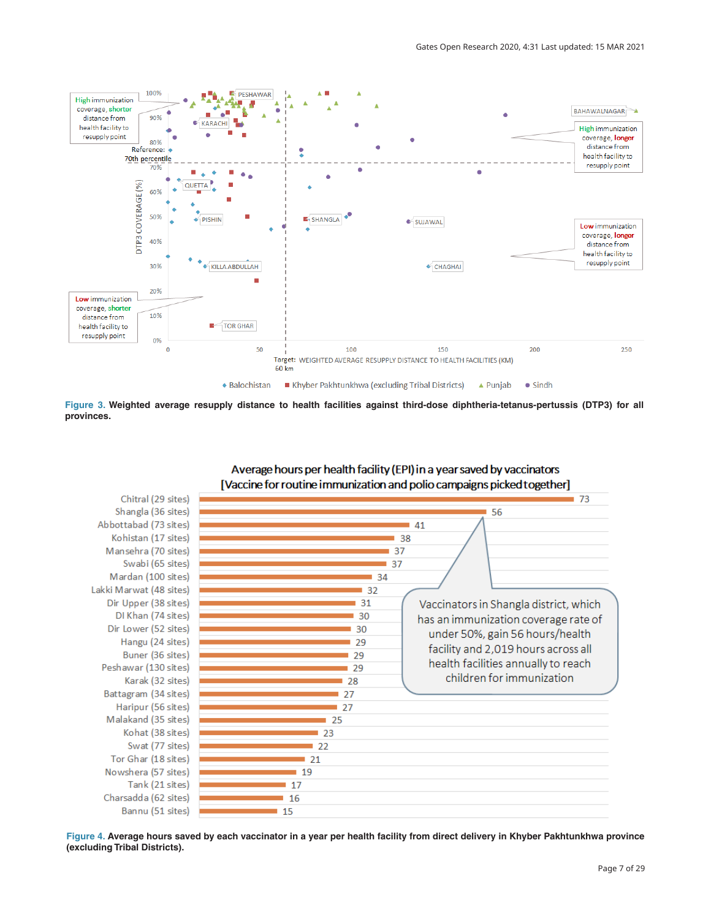**Figure 3.** **Weighted average resupply distance to health facilities against third-dose diphtheria-tetanus-pertussis (DTP3) for all provinces.**

**Figure 4.** **Average hours saved by each vaccinator in a year per health facility from direct delivery in Khyber Pakhtunkhwa province (excluding Tribal Districts).**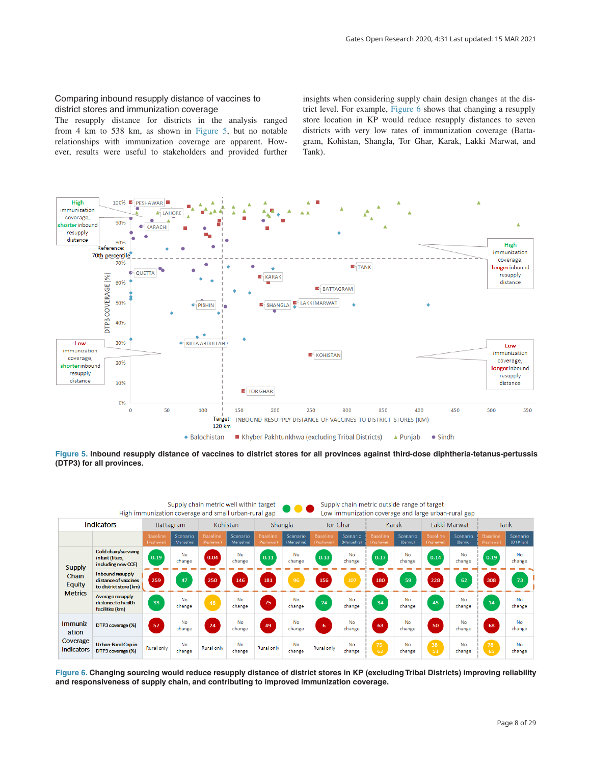### Comparing inbound resupply distance of vaccines to district stores and immunization coverage

The resupply distance for districts in the analysis ranged from 4 km to 538 km, as shown in Figure 5, but no notable relationships with immunization coverage are apparent. However, results were useful to stakeholders and provided further insights when considering supply chain design changes at the district level. For example, Figure 6 shows that changing a resupply store location in KP would reduce resupply distances to seven districts with very low rates of immunization coverage (Battagram, Kohistan, Shangla, Tor Ghar, Karak, Lakki Marwat, and Tank).

**Figure 5. Inbound resupply distance of vaccines to district stores for all provinces against third-dose diphtheria-tetanus-pertussis (DTP3) for all provinces.**

**Figure 6. Changing sourcing would reduce resupply distance of district stores in KP (excluding Tribal Districts) improving reliability and responsiveness of supply chain, and contributing to improved immunization coverage.**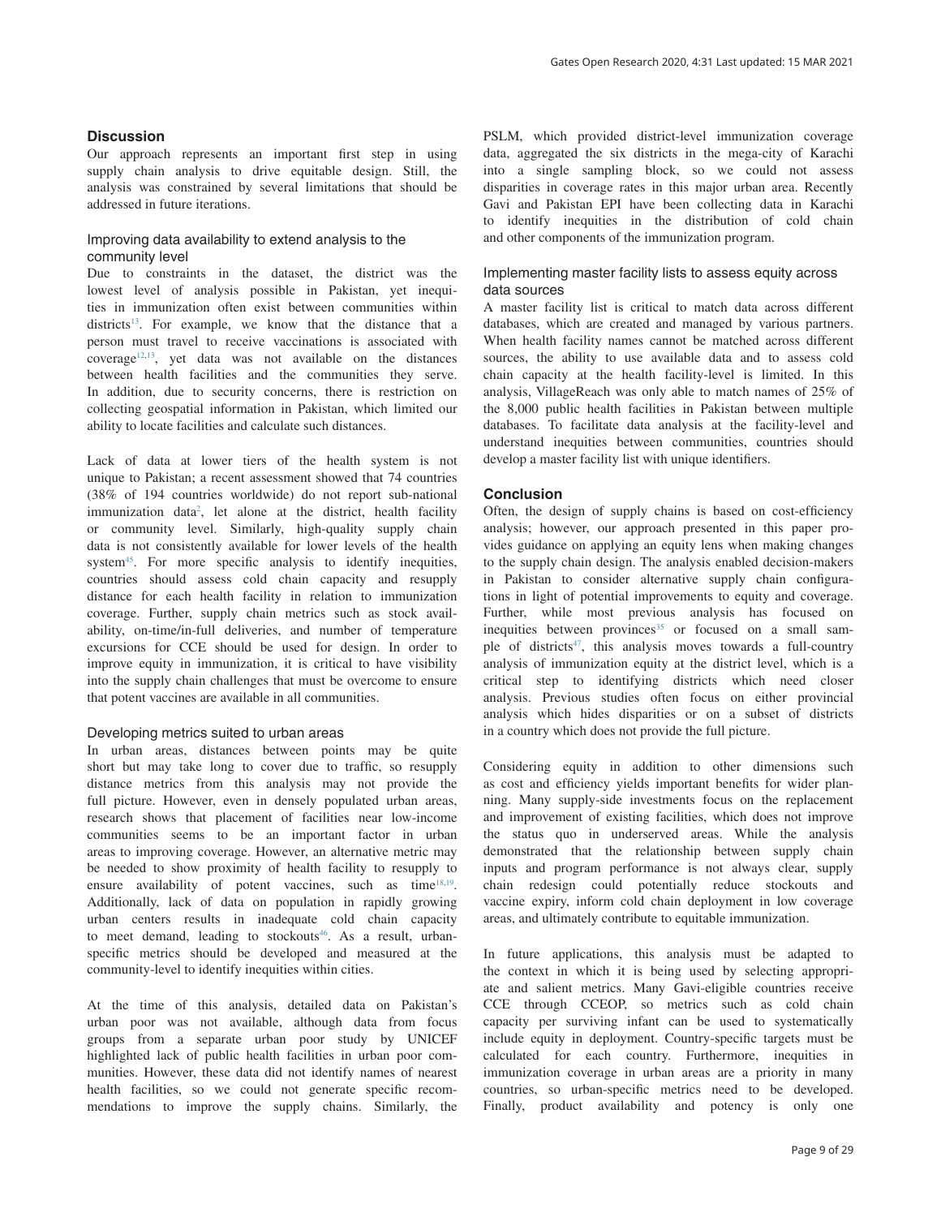## Discussion

Our approach represents an important first step in using supply chain analysis to drive equitable design. Still, the analysis was constrained by several limitations that should be addressed in future iterations.

### Improving data availability to extend analysis to the community level

Due to constraints in the dataset, the district was the lowest level of analysis possible in Pakistan, yet inequities in immunization often exist between communities within districts[13]. For example, we know that the distance that a person must travel to receive vaccinations is associated with coverage[12,13], yet data was not available on the distances between health facilities and the communities they serve. In addition, due to security concerns, there is restriction on collecting geospatial information in Pakistan, which limited our ability to locate facilities and calculate such distances.

Lack of data at lower tiers of the health system is not unique to Pakistan; a recent assessment showed that 74 countries (38% of 194 countries worldwide) do not report sub-national immunization data[2], let alone at the district, health facility or community level. Similarly, high-quality supply chain data is not consistently available for lower levels of the health system[45]. For more specific analysis to identify inequities, countries should assess cold chain capacity and resupply distance for each health facility in relation to immunization coverage. Further, supply chain metrics such as stock availability, on-time/in-full deliveries, and number of temperature excursions for CCE should be used for design. In order to improve equity in immunization, it is critical to have visibility into the supply chain challenges that must be overcome to ensure that potent vaccines are available in all communities.

### Developing metrics suited to urban areas

In urban areas, distances between points may be quite short but may take long to cover due to traffic, so resupply distance metrics from this analysis may not provide the full picture. However, even in densely populated urban areas, research shows that placement of facilities near low-income communities seems to be an important factor in urban areas to improving coverage. However, an alternative metric may be needed to show proximity of health facility to resupply to ensure availability of potent vaccines, such as time[18,19]. Additionally, lack of data on population in rapidly growing urban centers results in inadequate cold chain capacity to meet demand, leading to stockouts[46]. As a result, urban-specific metrics should be developed and measured at the community-level to identify inequities within cities.

At the time of this analysis, detailed data on Pakistan's urban poor was not available, although data from focus groups from a separate urban poor study by UNICEF highlighted lack of public health facilities in urban poor communities. However, these data did not identify names of nearest health facilities, so we could not generate specific recommendations to improve the supply chains. Similarly, the PSLM, which provided district-level immunization coverage data, aggregated the six districts in the mega-city of Karachi into a single sampling block, so we could not assess disparities in coverage rates in this major urban area. Recently Gavi and Pakistan EPI have been collecting data in Karachi to identify inequities in the distribution of cold chain and other components of the immunization program.

### Implementing master facility lists to assess equity across data sources

A master facility list is critical to match data across different databases, which are created and managed by various partners. When health facility names cannot be matched across different sources, the ability to use available data and to assess cold chain capacity at the health facility-level is limited. In this analysis, VillageReach was only able to match names of 25% of the 8,000 public health facilities in Pakistan between multiple databases. To facilitate data analysis at the facility-level and understand inequities between communities, countries should develop a master facility list with unique identifiers.

## Conclusion

Often, the design of supply chains is based on cost-efficiency analysis; however, our approach presented in this paper provides guidance on applying an equity lens when making changes to the supply chain design. The analysis enabled decision-makers in Pakistan to consider alternative supply chain configurations in light of potential improvements to equity and coverage. Further, while most previous analysis has focused on inequities between provinces[35] or focused on a small sample of districts[47], this analysis moves towards a full-country analysis of immunization equity at the district level, which is a critical step to identifying districts which need closer analysis. Previous studies often focus on either provincial analysis which hides disparities or on a subset of districts in a country which does not provide the full picture.

Considering equity in addition to other dimensions such as cost and efficiency yields important benefits for wider planning. Many supply-side investments focus on the replacement and improvement of existing facilities, which does not improve the status quo in underserved areas. While the analysis demonstrated that the relationship between supply chain inputs and program performance is not always clear, supply chain redesign could potentially reduce stockouts and vaccine expiry, inform cold chain deployment in low coverage areas, and ultimately contribute to equitable immunization.

In future applications, this analysis must be adapted to the context in which it is being used by selecting appropriate and salient metrics. Many Gavi-eligible countries receive CCE through CCEOP, so metrics such as cold chain capacity per surviving infant can be used to systematically include equity in deployment. Country-specific targets must be calculated for each country. Furthermore, inequities in immunization coverage in urban areas are a priority in many countries, so urban-specific metrics need to be developed. Finally, product availability and potency is only one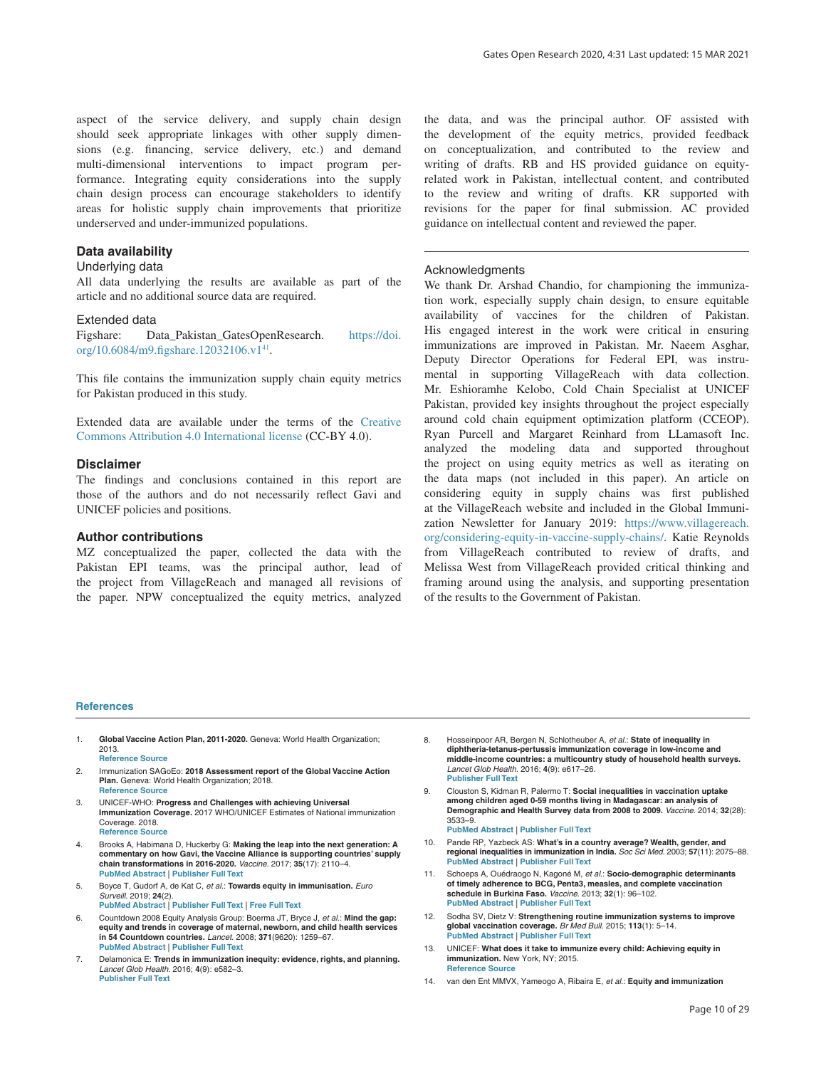aspect of the service delivery, and supply chain design should seek appropriate linkages with other supply dimensions (e.g. financing, service delivery, etc.) and demand multi-dimensional interventions to impact program performance. Integrating equity considerations into the supply chain design process can encourage stakeholders to identify areas for holistic supply chain improvements that prioritize underserved and under-immunized populations.

## Data availability

### Underlying data

All data underlying the results are available as part of the article and no additional source data are required.

### Extended data

Figshare: Data_Pakistan_GatesOpenResearch. https://doi.org/10.6084/m9.figshare.12032106.v1[41].

This file contains the immunization supply chain equity metrics for Pakistan produced in this study.

Extended data are available under the terms of the Creative Commons Attribution 4.0 International license (CC-BY 4.0).

## Disclaimer

The findings and conclusions contained in this report are those of the authors and do not necessarily reflect Gavi and UNICEF policies and positions.

## Author contributions

MZ conceptualized the paper, collected the data with the Pakistan EPI teams, was the principal author, lead of the project from VillageReach and managed all revisions of the paper. NPW conceptualized the equity metrics, analyzed the data, and was the principal author. OF assisted with the development of the equity metrics, provided feedback on conceptualization, and contributed to the review and writing of drafts. RB and HS provided guidance on equity-related work in Pakistan, intellectual content, and contributed to the review and writing of drafts. KR supported with revisions for the paper for final submission. AC provided guidance on intellectual content and reviewed the paper.

### Acknowledgments

We thank Dr. Arshad Chandio, for championing the immunization work, especially supply chain design, to ensure equitable availability of vaccines for the children of Pakistan. His engaged interest in the work were critical in ensuring immunizations are improved in Pakistan. Mr. Naeem Asghar, Deputy Director Operations for Federal EPI, was instrumental in supporting VillageReach with data collection. Mr. Eshioramhe Kelobo, Cold Chain Specialist at UNICEF Pakistan, provided key insights throughout the project especially around cold chain equipment optimization platform (CCEOP). Ryan Purcell and Margaret Reinhard from LLamasoft Inc. analyzed the modeling data and supported throughout the project on using equity metrics as well as iterating on the data maps (not included in this paper). An article on considering equity in supply chains was first published at the VillageReach website and included in the Global Immunization Newsletter for January 2019: https://www.villagereach.org/considering-equity-in-vaccine-supply-chains/. Katie Reynolds from VillageReach contributed to review of drafts, and Melissa West from VillageReach provided critical thinking and framing around using the analysis, and supporting presentation of the results to the Government of Pakistan.

## References

1. **Global Vaccine Action Plan, 2011-2020.** Geneva: World Health Organization; 2013.
   Reference Source
2. Immunization SAGoEo: **2018 Assessment report of the Global Vaccine Action Plan.** Geneva: World Health Organization; 2018.
   Reference Source
3. UNICEF-WHO: **Progress and Challenges with achieving Universal Immunization Coverage.** 2017 WHO/UNICEF Estimates of National immunization Coverage. 2018.
   Reference Source
4. Brooks A, Habimana D, Huckerby G: **Making the leap into the next generation: A commentary on how Gavi, the Vaccine Alliance is supporting countries' supply chain transformations in 2016-2020.** *Vaccine.* 2017; **35**(17): 2110–4.
   PubMed Abstract | Publisher Full Text
5. Boyce T, Gudorf A, de Kat C, *et al.*: **Towards equity in immunisation.** *Euro Surveill.* 2019; **24**(2).
   PubMed Abstract | Publisher Full Text | Free Full Text
6. Countdown 2008 Equity Analysis Group: Boerma JT, Bryce J, *et al.*: **Mind the gap: equity and trends in coverage of maternal, newborn, and child health services in 54 Countdown countries.** *Lancet.* 2008; **371**(9620): 1259–67.
   PubMed Abstract | Publisher Full Text
7. Delamonica E: **Trends in immunization inequity: evidence, rights, and planning.** *Lancet Glob Health.* 2016; **4**(9): e582–3.
   Publisher Full Text
8. Hosseinpoor AR, Bergen N, Schlotheuber A, *et al.*: **State of inequality in diphtheria-tetanus-pertussis immunization coverage in low-income and middle-income countries: a multicountry study of household health surveys.** *Lancet Glob Health.* 2016; **4**(9): e617–26.
   Publisher Full Text
9. Clouston S, Kidman R, Palermo T: **Social inequalities in vaccination uptake among children aged 0-59 months living in Madagascar: an analysis of Demographic and Health Survey data from 2008 to 2009.** *Vaccine.* 2014; **32**(28): 3533–9.
   PubMed Abstract | Publisher Full Text
10. Pande RP, Yazbeck AS: **What's in a country average? Wealth, gender, and regional inequalities in immunization in India.** *Soc Sci Med.* 2003; **57**(11): 2075–88.
    PubMed Abstract | Publisher Full Text
11. Schoeps A, Ouédraogo N, Kagoné M, *et al.*: **Socio-demographic determinants of timely adherence to BCG, Penta3, measles, and complete vaccination schedule in Burkina Faso.** *Vaccine.* 2013; **32**(1): 96–102.
    PubMed Abstract | Publisher Full Text
12. Sodha SV, Dietz V: **Strengthening routine immunization systems to improve global vaccination coverage.** *Br Med Bull.* 2015; **113**(1): 5–14.
    PubMed Abstract | Publisher Full Text
13. UNICEF: **What does it take to immunize every child: Achieving equity in immunization.** New York, NY; 2015.
    Reference Source
14. van den Ent MMVX, Yameogo A, Ribaira E, *et al.*: **Equity and immunization**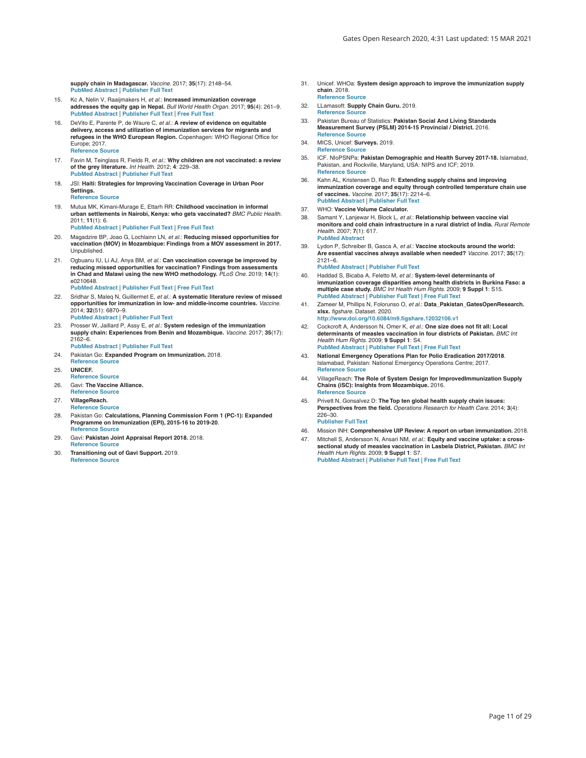supply chain in Madagascar. *Vaccine.* 2017; **35**(17): 2148–54.
PubMed Abstract | Publisher Full Text

15. Kc A, Nelin V, Raaijmakers H, *et al.*: **Increased immunization coverage addresses the equity gap in Nepal.** *Bull World Health Organ.* 2017; **95**(4): 261–9.
PubMed Abstract | Publisher Full Text | Free Full Text

16. DeVito E, Parente P, de Waure C, *et al.*: **A review of evidence on equitable delivery, access and utilization of immunization services for migrants and refugees in the WHO European Region.** Copenhagen: WHO Regional Office for Europe; 2017.
Reference Source

17. Favin M, Teinglass R, Fields R, *et al.*: **Why children are not vaccinated: a review of the grey literature.** *Int Health.* 2012; **4**: 229–38.
PubMed Abstract | Publisher Full Text

18. JSI: **Haiti: Strategies for Improving Vaccination Coverage in Urban Poor Settings.**
Reference Source

19. Mutua MK, Kimani-Murage E, Ettarh RR: **Childhood vaccination in informal urban settlements in Nairobi, Kenya: who gets vaccinated?** *BMC Public Health.* 2011; **11**(1): 6.
PubMed Abstract | Publisher Full Text | Free Full Text

20. Magadzire BP, Joao G, Lochlainn LN, *et al.*: **Reducing missed opportunities for vaccination (MOV) in Mozambique: Findings from a MOV assessment in 2017.** Unpublished.

21. Ogbuanu IU, Li AJ, Anya BM, *et al.*: **Can vaccination coverage be improved by reducing missed opportunities for vaccination? Findings from assessments in Chad and Malawi using the new WHO methodology.** *PLoS One.* 2019; **14**(1): e0210648.
PubMed Abstract | Publisher Full Text | Free Full Text

22. Sridhar S, Maleq N, Guillermet E, *et al.*: **A systematic literature review of missed opportunities for immunization in low- and middle-income countries.** *Vaccine.* 2014; **32**(51): 6870–9.
PubMed Abstract | Publisher Full Text

23. Prosser W, Jaillard P, Assy E, *et al.*: **System redesign of the immunization supply chain: Experiences from Benin and Mozambique.** *Vaccine.* 2017; **35**(17): 2162–6.
PubMed Abstract | Publisher Full Text

24. Pakistan Go: **Expanded Program on Immunization.** 2018.
Reference Source

25. **UNICEF.**
Reference Source

26. Gavi: **The Vaccine Alliance.**
Reference Source

27. **VillageReach.**
Reference Source

28. Pakistan Go: **Calculations, Planning Commission Form 1 (PC-1): Expanded Programme on Immunization (EPI), 2015-16 to 2019-20**.
Reference Source

29. Gavi: **Pakistan Joint Appraisal Report 2018.** 2018.
Reference Source

30. **Transitioning out of Gavi Support.** 2019.
Reference Source

31. Unicef. WHOa: **System design approach to improve the immunization supply chain**. 2018.
Reference Source

32. LLamasoft: **Supply Chain Guru.** 2019.
Reference Source

33. Pakistan Bureau of Statistics: **Pakistan Social And Living Standards Measurement Survey (PSLM) 2014-15 Provincial / District.** 2016.
Reference Source

34. MICS, Unicef: **Surveys.** 2019.
Reference Source

35. ICF. NIoPSNPa: **Pakistan Demographic and Health Survey 2017-18.** Islamabad, Pakistan, and Rockville, Maryland, USA: NIPS and ICF; 2019.
Reference Source

36. Kahn AL, Kristensen D, Rao R: **Extending supply chains and improving immunization coverage and equity through controlled temperature chain use of vaccines.** *Vaccine.* 2017; **35**(17): 2214–6.
PubMed Abstract | Publisher Full Text

37. WHO: **Vaccine Volume Calculator.**

38. Samant Y, Lanjewar H, Block L, *et al.*: **Relationship between vaccine vial monitors and cold chain infrastructure in a rural district of India.** *Rural Remote Health.* 2007; **7**(1): 617.
PubMed Abstract

39. Lydon P, Schreiber B, Gasca A, *et al.*: **Vaccine stockouts around the world: Are essential vaccines always available when needed?** *Vaccine.* 2017; **35**(17): 2121–6.
PubMed Abstract | Publisher Full Text

40. Haddad S, Bicaba A, Feletto M, *et al.*: **System-level determinants of immunization coverage disparities among health districts in Burkina Faso: a multiple case study.** *BMC Int Health Hum Rights.* 2009; **9 Suppl 1**: S15.
PubMed Abstract | Publisher Full Text | Free Full Text

41. Zameer M, Phillips N, Folorunso O, *et al.*: **Data_Pakistan_GatesOpenResearch.xlsx.** *figshare.* Dataset. 2020.
http://www.doi.org/10.6084/m9.figshare.12032106.v1

42. Cockcroft A, Andersson N, Omer K, *et al.*: **One size does not fit all: Local determinants of measles vaccination in four districts of Pakistan.** *BMC Int Health Hum Rights.* 2009; **9 Suppl 1**: S4.
PubMed Abstract | Publisher Full Text | Free Full Text

43. **National Emergency Operations Plan for Polio Eradication 2017/2018**. Islamabad, Pakistan: National Emergency Operations Centre; 2017.
Reference Source

44. VillageReach: **The Role of System Design for ImprovedImmunization Supply Chains (iSC): Insights from Mozambique.** 2016.
Reference Source

45. Privett N, Gonsalvez D: **The Top ten global health supply chain issues: Perspectives from the field.** *Operations Research for Health Care.* 2014; **3**(4): 226–30.
Publisher Full Text

46. Mission INH: **Comprehensive UIP Review: A report on urban immunization.** 2018.

47. Mitchell S, Andersson N, Ansari NM, *et al.*: **Equity and vaccine uptake: a cross-sectional study of measles vaccination in Lasbela District, Pakistan.** *BMC Int Health Hum Rights.* 2009; **9 Suppl 1**: S7.
PubMed Abstract | Publisher Full Text | Free Full Text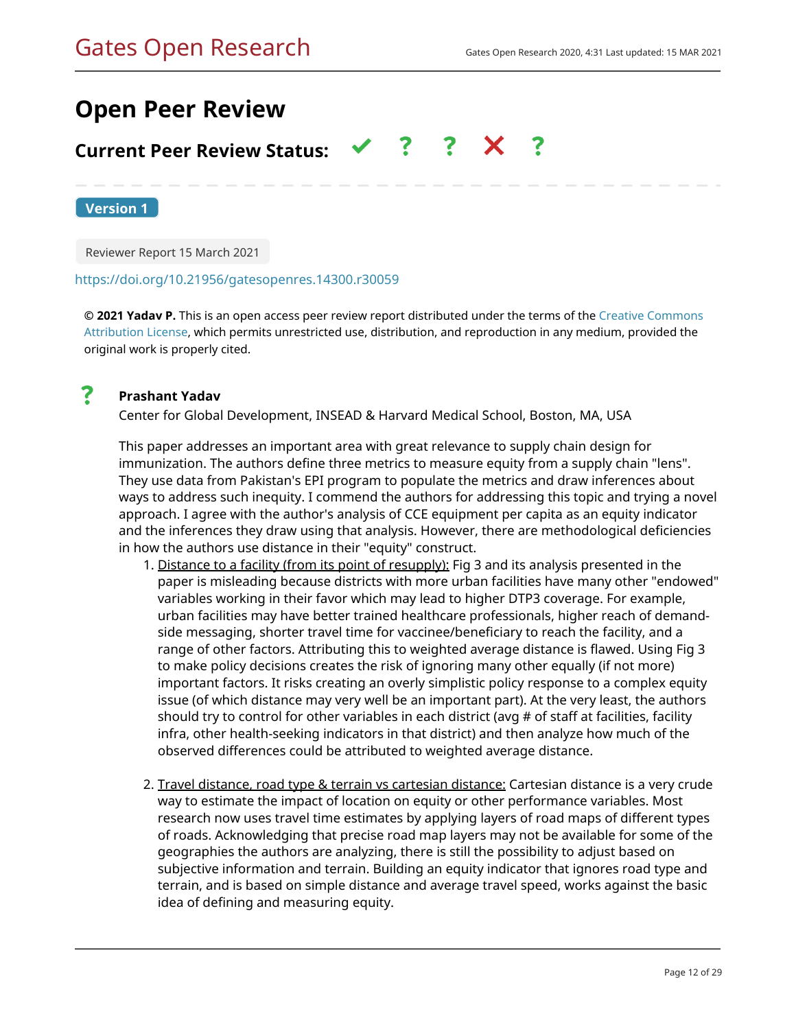# Open Peer Review

## Current Peer Review Status: ✔ ? ? ✘ ?

**Version 1**

Reviewer Report 15 March 2021

https://doi.org/10.21956/gatesopenres.14300.r30059

**© 2021 Yadav P.** This is an open access peer review report distributed under the terms of the Creative Commons Attribution License, which permits unrestricted use, distribution, and reproduction in any medium, provided the original work is properly cited.

? **Prashant Yadav**

Center for Global Development, INSEAD & Harvard Medical School, Boston, MA, USA

This paper addresses an important area with great relevance to supply chain design for immunization. The authors define three metrics to measure equity from a supply chain "lens". They use data from Pakistan's EPI program to populate the metrics and draw inferences about ways to address such inequity. I commend the authors for addressing this topic and trying a novel approach. I agree with the author's analysis of CCE equipment per capita as an equity indicator and the inferences they draw using that analysis. However, there are methodological deficiencies in how the authors use distance in their "equity" construct.

1. Distance to a facility (from its point of resupply): Fig 3 and its analysis presented in the paper is misleading because districts with more urban facilities have many other "endowed" variables working in their favor which may lead to higher DTP3 coverage. For example, urban facilities may have better trained healthcare professionals, higher reach of demand-side messaging, shorter travel time for vaccinee/beneficiary to reach the facility, and a range of other factors. Attributing this to weighted average distance is flawed. Using Fig 3 to make policy decisions creates the risk of ignoring many other equally (if not more) important factors. It risks creating an overly simplistic policy response to a complex equity issue (of which distance may very well be an important part). At the very least, the authors should try to control for other variables in each district (avg # of staff at facilities, facility infra, other health-seeking indicators in that district) and then analyze how much of the observed differences could be attributed to weighted average distance.

2. Travel distance, road type & terrain vs cartesian distance: Cartesian distance is a very crude way to estimate the impact of location on equity or other performance variables. Most research now uses travel time estimates by applying layers of road maps of different types of roads. Acknowledging that precise road map layers may not be available for some of the geographies the authors are analyzing, there is still the possibility to adjust based on subjective information and terrain. Building an equity indicator that ignores road type and terrain, and is based on simple distance and average travel speed, works against the basic idea of defining and measuring equity.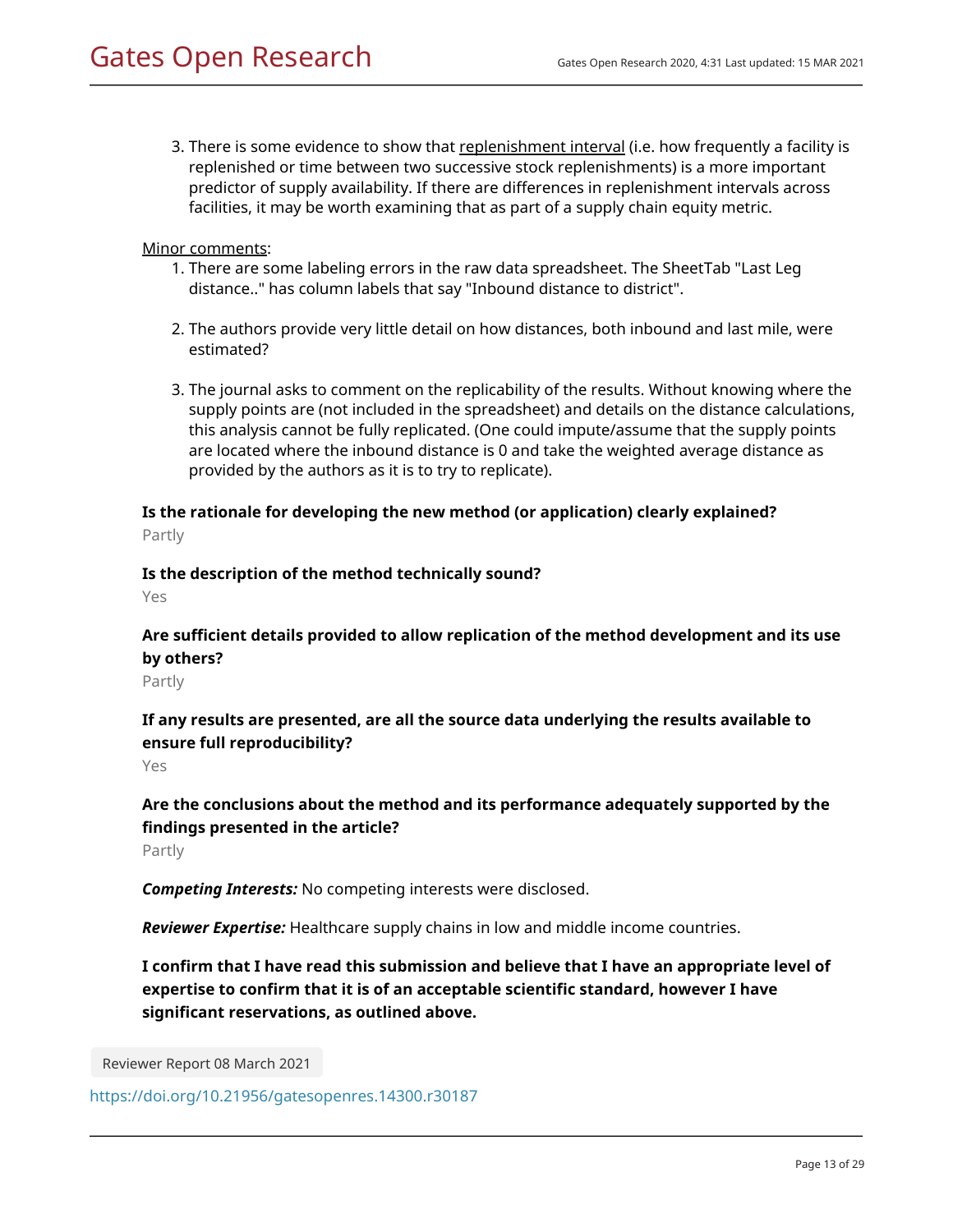3. There is some evidence to show that <u>replenishment interval</u> (i.e. how frequently a facility is replenished or time between two successive stock replenishments) is a more important predictor of supply availability. If there are differences in replenishment intervals across facilities, it may be worth examining that as part of a supply chain equity metric.

<u>Minor comments</u>:

1. There are some labeling errors in the raw data spreadsheet. The SheetTab "Last Leg distance.." has column labels that say "Inbound distance to district".

2. The authors provide very little detail on how distances, both inbound and last mile, were estimated?

3. The journal asks to comment on the replicability of the results. Without knowing where the supply points are (not included in the spreadsheet) and details on the distance calculations, this analysis cannot be fully replicated. (One could impute/assume that the supply points are located where the inbound distance is 0 and take the weighted average distance as provided by the authors as it is to try to replicate).

**Is the rationale for developing the new method (or application) clearly explained?**

Partly

**Is the description of the method technically sound?**

Yes

**Are sufficient details provided to allow replication of the method development and its use by others?**

Partly

**If any results are presented, are all the source data underlying the results available to ensure full reproducibility?**

Yes

**Are the conclusions about the method and its performance adequately supported by the findings presented in the article?**

Partly

***Competing Interests:*** No competing interests were disclosed.

***Reviewer Expertise:*** Healthcare supply chains in low and middle income countries.

**I confirm that I have read this submission and believe that I have an appropriate level of expertise to confirm that it is of an acceptable scientific standard, however I have significant reservations, as outlined above.**

Reviewer Report 08 March 2021

https://doi.org/10.21956/gatesopenres.14300.r30187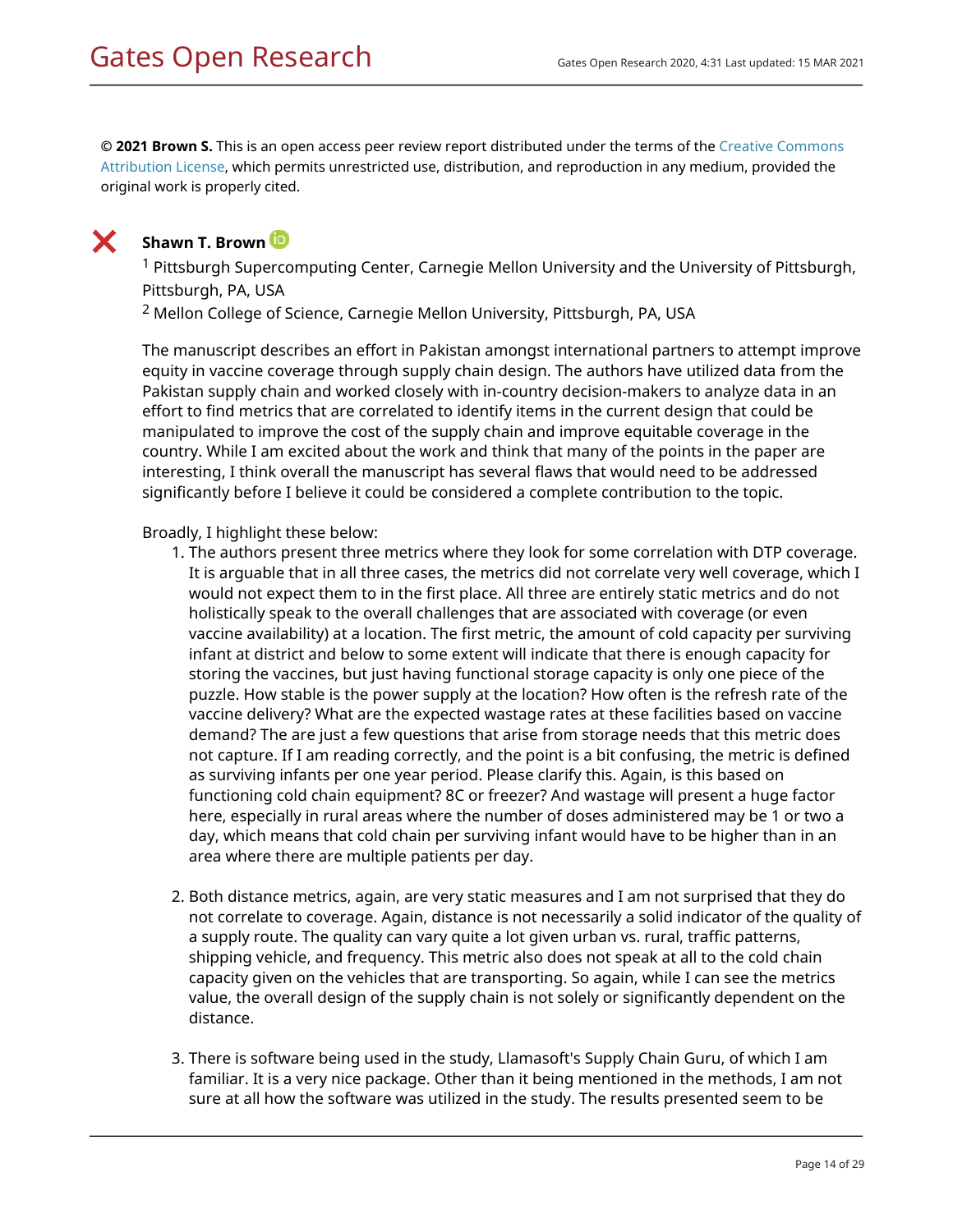**© 2021 Brown S.** This is an open access peer review report distributed under the terms of the Creative Commons Attribution License, which permits unrestricted use, distribution, and reproduction in any medium, provided the original work is properly cited.

❌ **Shawn T. Brown**

[1] Pittsburgh Supercomputing Center, Carnegie Mellon University and the University of Pittsburgh, Pittsburgh, PA, USA

[2] Mellon College of Science, Carnegie Mellon University, Pittsburgh, PA, USA

The manuscript describes an effort in Pakistan amongst international partners to attempt improve equity in vaccine coverage through supply chain design. The authors have utilized data from the Pakistan supply chain and worked closely with in-country decision-makers to analyze data in an effort to find metrics that are correlated to identify items in the current design that could be manipulated to improve the cost of the supply chain and improve equitable coverage in the country. While I am excited about the work and think that many of the points in the paper are interesting, I think overall the manuscript has several flaws that would need to be addressed significantly before I believe it could be considered a complete contribution to the topic.

Broadly, I highlight these below:

1. The authors present three metrics where they look for some correlation with DTP coverage. It is arguable that in all three cases, the metrics did not correlate very well coverage, which I would not expect them to in the first place. All three are entirely static metrics and do not holistically speak to the overall challenges that are associated with coverage (or even vaccine availability) at a location. The first metric, the amount of cold capacity per surviving infant at district and below to some extent will indicate that there is enough capacity for storing the vaccines, but just having functional storage capacity is only one piece of the puzzle. How stable is the power supply at the location? How often is the refresh rate of the vaccine delivery? What are the expected wastage rates at these facilities based on vaccine demand? The are just a few questions that arise from storage needs that this metric does not capture. If I am reading correctly, and the point is a bit confusing, the metric is defined as surviving infants per one year period. Please clarify this. Again, is this based on functioning cold chain equipment? 8C or freezer? And wastage will present a huge factor here, especially in rural areas where the number of doses administered may be 1 or two a day, which means that cold chain per surviving infant would have to be higher than in an area where there are multiple patients per day.

2. Both distance metrics, again, are very static measures and I am not surprised that they do not correlate to coverage. Again, distance is not necessarily a solid indicator of the quality of a supply route. The quality can vary quite a lot given urban vs. rural, traffic patterns, shipping vehicle, and frequency. This metric also does not speak at all to the cold chain capacity given on the vehicles that are transporting. So again, while I can see the metrics value, the overall design of the supply chain is not solely or significantly dependent on the distance.

3. There is software being used in the study, Llamasoft's Supply Chain Guru, of which I am familiar. It is a very nice package. Other than it being mentioned in the methods, I am not sure at all how the software was utilized in the study. The results presented seem to be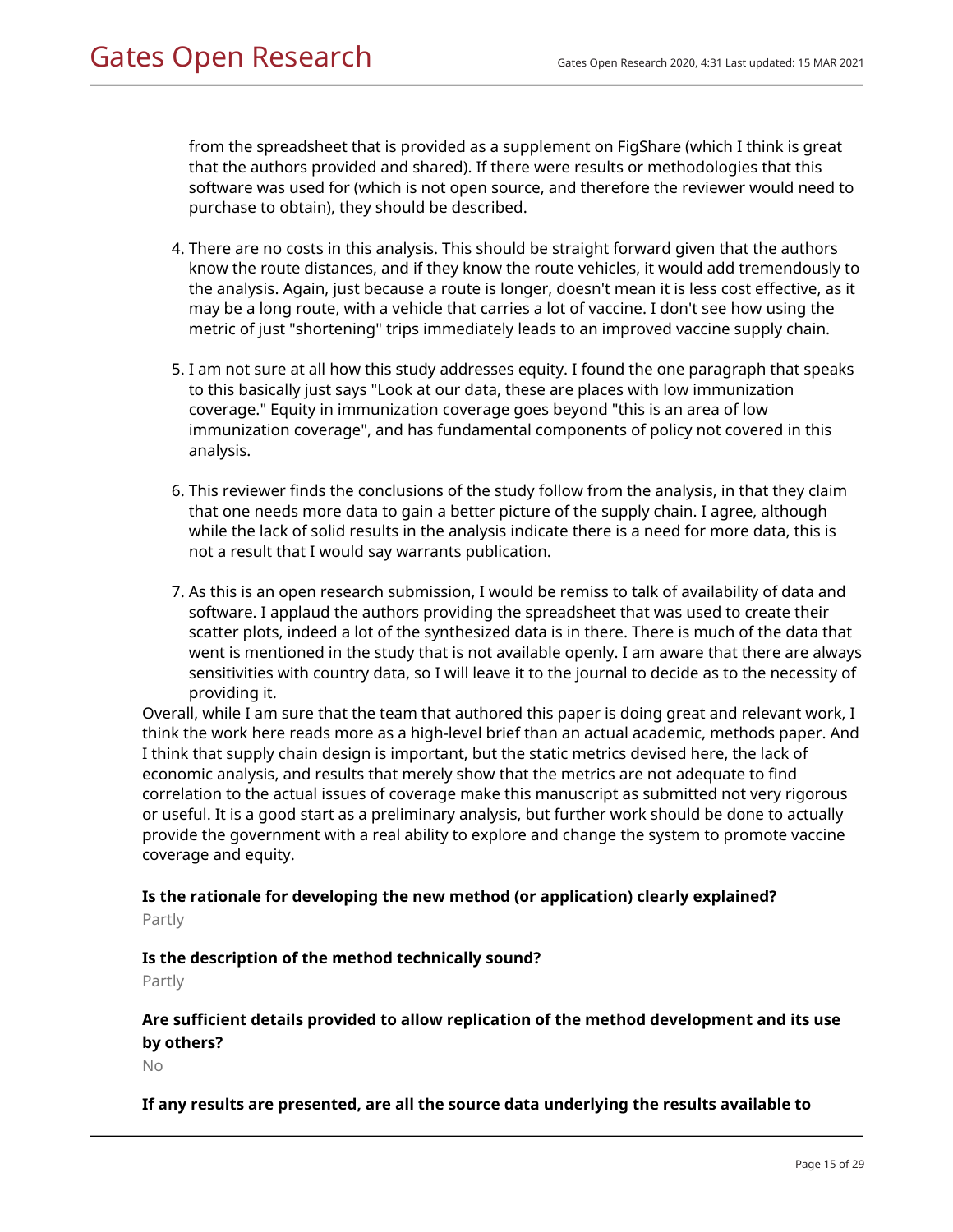from the spreadsheet that is provided as a supplement on FigShare (which I think is great that the authors provided and shared). If there were results or methodologies that this software was used for (which is not open source, and therefore the reviewer would need to purchase to obtain), they should be described.

4. There are no costs in this analysis. This should be straight forward given that the authors know the route distances, and if they know the route vehicles, it would add tremendously to the analysis. Again, just because a route is longer, doesn't mean it is less cost effective, as it may be a long route, with a vehicle that carries a lot of vaccine. I don't see how using the metric of just "shortening" trips immediately leads to an improved vaccine supply chain.

5. I am not sure at all how this study addresses equity. I found the one paragraph that speaks to this basically just says "Look at our data, these are places with low immunization coverage." Equity in immunization coverage goes beyond "this is an area of low immunization coverage", and has fundamental components of policy not covered in this analysis.

6. This reviewer finds the conclusions of the study follow from the analysis, in that they claim that one needs more data to gain a better picture of the supply chain. I agree, although while the lack of solid results in the analysis indicate there is a need for more data, this is not a result that I would say warrants publication.

7. As this is an open research submission, I would be remiss to talk of availability of data and software. I applaud the authors providing the spreadsheet that was used to create their scatter plots, indeed a lot of the synthesized data is in there. There is much of the data that went is mentioned in the study that is not available openly. I am aware that there are always sensitivities with country data, so I will leave it to the journal to decide as to the necessity of providing it.

Overall, while I am sure that the team that authored this paper is doing great and relevant work, I think the work here reads more as a high-level brief than an actual academic, methods paper. And I think that supply chain design is important, but the static metrics devised here, the lack of economic analysis, and results that merely show that the metrics are not adequate to find correlation to the actual issues of coverage make this manuscript as submitted not very rigorous or useful. It is a good start as a preliminary analysis, but further work should be done to actually provide the government with a real ability to explore and change the system to promote vaccine coverage and equity.

**Is the rationale for developing the new method (or application) clearly explained?**

Partly

**Is the description of the method technically sound?**

Partly

**Are sufficient details provided to allow replication of the method development and its use by others?**

No

**If any results are presented, are all the source data underlying the results available to**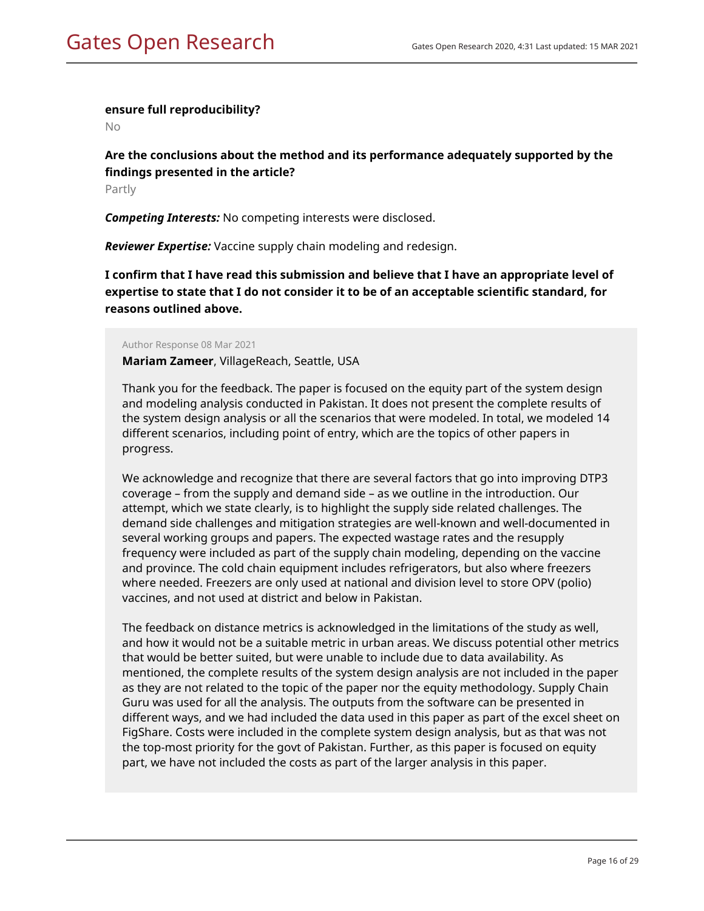**ensure full reproducibility?**

No

**Are the conclusions about the method and its performance adequately supported by the findings presented in the article?**

Partly

***Competing Interests:*** No competing interests were disclosed.

***Reviewer Expertise:*** Vaccine supply chain modeling and redesign.

**I confirm that I have read this submission and believe that I have an appropriate level of expertise to state that I do not consider it to be of an acceptable scientific standard, for reasons outlined above.**

Author Response 08 Mar 2021

**Mariam Zameer**, VillageReach, Seattle, USA

Thank you for the feedback. The paper is focused on the equity part of the system design and modeling analysis conducted in Pakistan. It does not present the complete results of the system design analysis or all the scenarios that were modeled. In total, we modeled 14 different scenarios, including point of entry, which are the topics of other papers in progress.

We acknowledge and recognize that there are several factors that go into improving DTP3 coverage – from the supply and demand side – as we outline in the introduction. Our attempt, which we state clearly, is to highlight the supply side related challenges. The demand side challenges and mitigation strategies are well-known and well-documented in several working groups and papers. The expected wastage rates and the resupply frequency were included as part of the supply chain modeling, depending on the vaccine and province. The cold chain equipment includes refrigerators, but also where freezers where needed. Freezers are only used at national and division level to store OPV (polio) vaccines, and not used at district and below in Pakistan.

The feedback on distance metrics is acknowledged in the limitations of the study as well, and how it would not be a suitable metric in urban areas. We discuss potential other metrics that would be better suited, but were unable to include due to data availability. As mentioned, the complete results of the system design analysis are not included in the paper as they are not related to the topic of the paper nor the equity methodology. Supply Chain Guru was used for all the analysis. The outputs from the software can be presented in different ways, and we had included the data used in this paper as part of the excel sheet on FigShare. Costs were included in the complete system design analysis, but as that was not the top-most priority for the govt of Pakistan. Further, as this paper is focused on equity part, we have not included the costs as part of the larger analysis in this paper.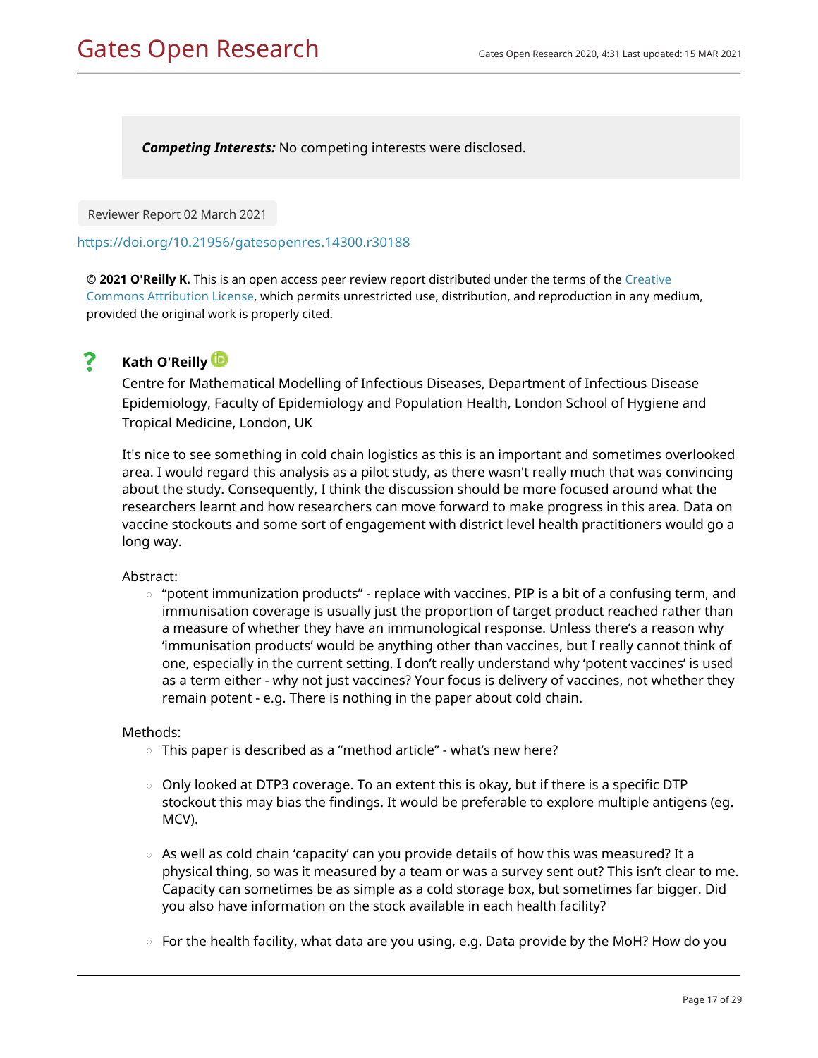**Competing Interests:** No competing interests were disclosed.

Reviewer Report 02 March 2021

https://doi.org/10.21956/gatesopenres.14300.r30188

**© 2021 O'Reilly K.** This is an open access peer review report distributed under the terms of the Creative Commons Attribution License, which permits unrestricted use, distribution, and reproduction in any medium, provided the original work is properly cited.

? **Kath O'Reilly**

Centre for Mathematical Modelling of Infectious Diseases, Department of Infectious Disease Epidemiology, Faculty of Epidemiology and Population Health, London School of Hygiene and Tropical Medicine, London, UK

It's nice to see something in cold chain logistics as this is an important and sometimes overlooked area. I would regard this analysis as a pilot study, as there wasn't really much that was convincing about the study. Consequently, I think the discussion should be more focused around what the researchers learnt and how researchers can move forward to make progress in this area. Data on vaccine stockouts and some sort of engagement with district level health practitioners would go a long way.

Abstract:

- "potent immunization products" - replace with vaccines. PIP is a bit of a confusing term, and immunisation coverage is usually just the proportion of target product reached rather than a measure of whether they have an immunological response. Unless there's a reason why 'immunisation products' would be anything other than vaccines, but I really cannot think of one, especially in the current setting. I don't really understand why 'potent vaccines' is used as a term either - why not just vaccines? Your focus is delivery of vaccines, not whether they remain potent - e.g. There is nothing in the paper about cold chain.

Methods:

- This paper is described as a "method article" - what's new here?
- Only looked at DTP3 coverage. To an extent this is okay, but if there is a specific DTP stockout this may bias the findings. It would be preferable to explore multiple antigens (eg. MCV).
- As well as cold chain 'capacity' can you provide details of how this was measured? It a physical thing, so was it measured by a team or was a survey sent out? This isn't clear to me. Capacity can sometimes be as simple as a cold storage box, but sometimes far bigger. Did you also have information on the stock available in each health facility?
- For the health facility, what data are you using, e.g. Data provide by the MoH? How do you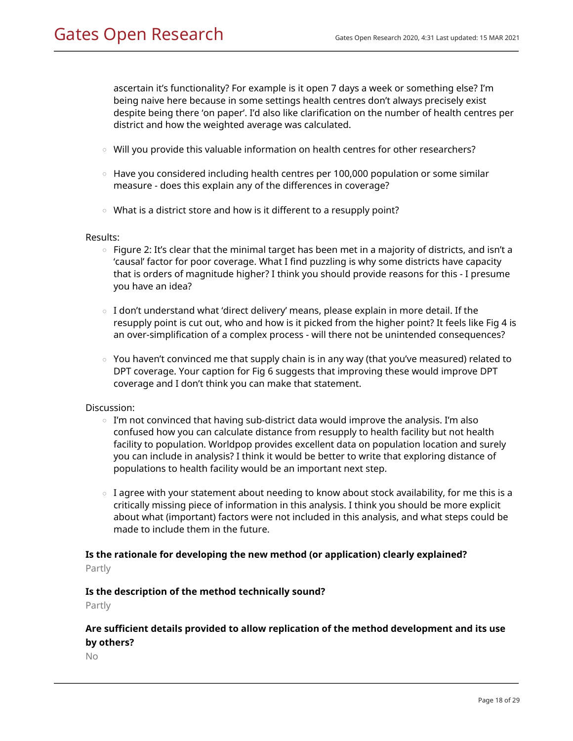ascertain it's functionality? For example is it open 7 days a week or something else? I'm being naive here because in some settings health centres don't always precisely exist despite being there 'on paper'. I'd also like clarification on the number of health centres per district and how the weighted average was calculated.

- Will you provide this valuable information on health centres for other researchers?
- Have you considered including health centres per 100,000 population or some similar measure - does this explain any of the differences in coverage?
- What is a district store and how is it different to a resupply point?

Results:

- Figure 2: It's clear that the minimal target has been met in a majority of districts, and isn't a 'causal' factor for poor coverage. What I find puzzling is why some districts have capacity that is orders of magnitude higher? I think you should provide reasons for this - I presume you have an idea?
- I don't understand what 'direct delivery' means, please explain in more detail. If the resupply point is cut out, who and how is it picked from the higher point? It feels like Fig 4 is an over-simplification of a complex process - will there not be unintended consequences?
- You haven't convinced me that supply chain is in any way (that you've measured) related to DPT coverage. Your caption for Fig 6 suggests that improving these would improve DPT coverage and I don't think you can make that statement.

Discussion:

- I'm not convinced that having sub-district data would improve the analysis. I'm also confused how you can calculate distance from resupply to health facility but not health facility to population. Worldpop provides excellent data on population location and surely you can include in analysis? I think it would be better to write that exploring distance of populations to health facility would be an important next step.
- I agree with your statement about needing to know about stock availability, for me this is a critically missing piece of information in this analysis. I think you should be more explicit about what (important) factors were not included in this analysis, and what steps could be made to include them in the future.

**Is the rationale for developing the new method (or application) clearly explained?**

Partly

**Is the description of the method technically sound?**

Partly

**Are sufficient details provided to allow replication of the method development and its use by others?**

No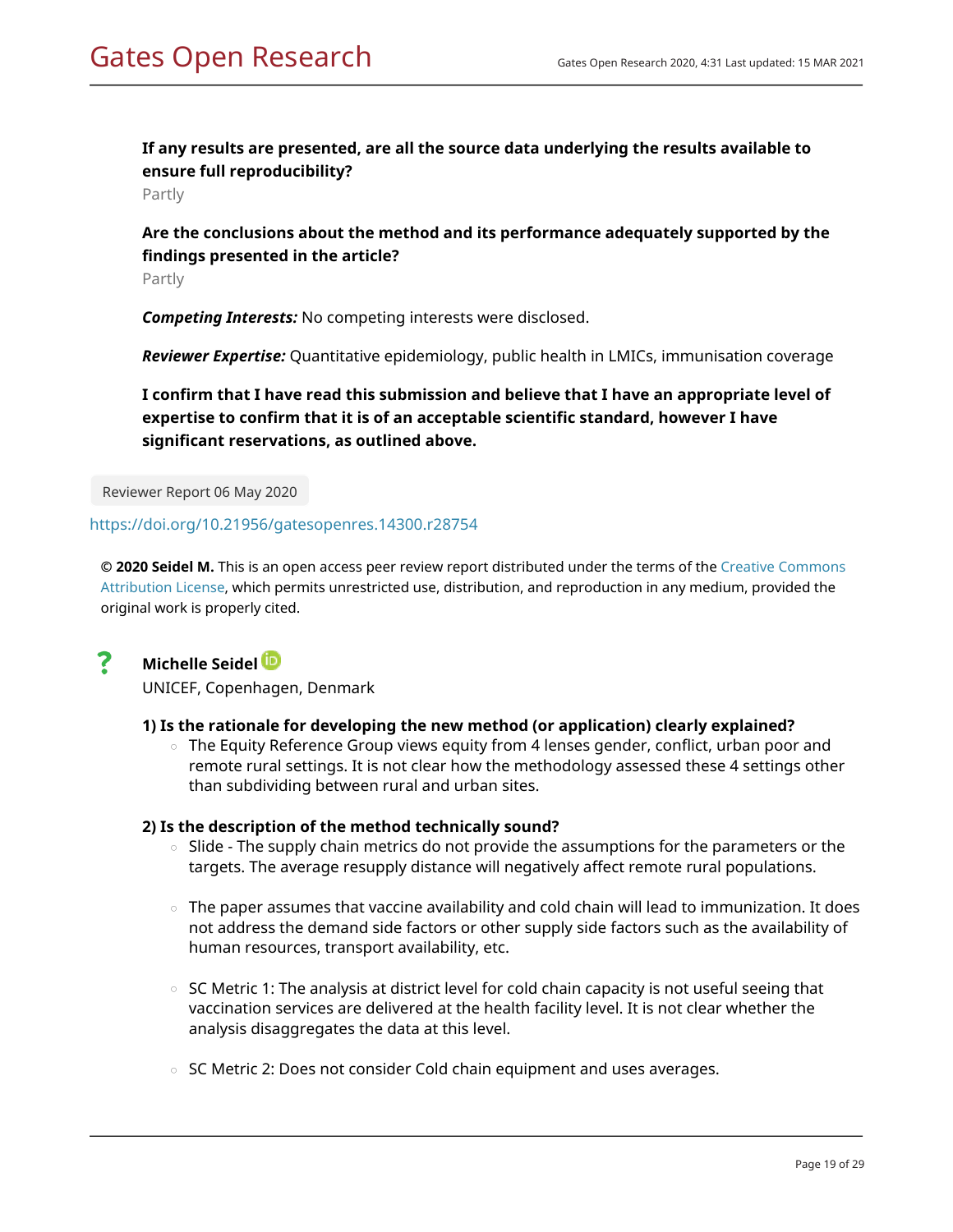**If any results are presented, are all the source data underlying the results available to ensure full reproducibility?**

Partly

**Are the conclusions about the method and its performance adequately supported by the findings presented in the article?**

Partly

***Competing Interests:*** No competing interests were disclosed.

***Reviewer Expertise:*** Quantitative epidemiology, public health in LMICs, immunisation coverage

**I confirm that I have read this submission and believe that I have an appropriate level of expertise to confirm that it is of an acceptable scientific standard, however I have significant reservations, as outlined above.**

Reviewer Report 06 May 2020

https://doi.org/10.21956/gatesopenres.14300.r28754

**© 2020 Seidel M.** This is an open access peer review report distributed under the terms of the Creative Commons Attribution License, which permits unrestricted use, distribution, and reproduction in any medium, provided the original work is properly cited.

**?** **Michelle Seidel**

UNICEF, Copenhagen, Denmark

**1) Is the rationale for developing the new method (or application) clearly explained?**

- The Equity Reference Group views equity from 4 lenses gender, conflict, urban poor and remote rural settings. It is not clear how the methodology assessed these 4 settings other than subdividing between rural and urban sites.

**2) Is the description of the method technically sound?**

- Slide - The supply chain metrics do not provide the assumptions for the parameters or the targets. The average resupply distance will negatively affect remote rural populations.
- The paper assumes that vaccine availability and cold chain will lead to immunization. It does not address the demand side factors or other supply side factors such as the availability of human resources, transport availability, etc.
- SC Metric 1: The analysis at district level for cold chain capacity is not useful seeing that vaccination services are delivered at the health facility level. It is not clear whether the analysis disaggregates the data at this level.
- SC Metric 2: Does not consider Cold chain equipment and uses averages.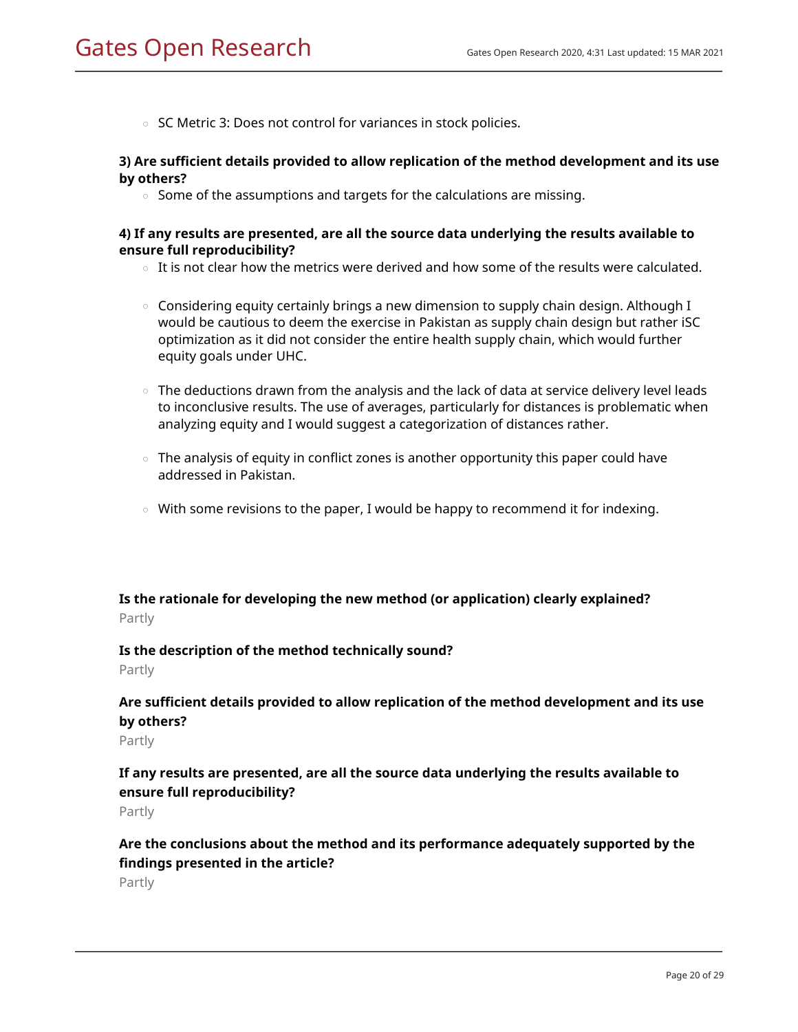- SC Metric 3: Does not control for variances in stock policies.

**3) Are sufficient details provided to allow replication of the method development and its use by others?**

- Some of the assumptions and targets for the calculations are missing.

**4) If any results are presented, are all the source data underlying the results available to ensure full reproducibility?**

- It is not clear how the metrics were derived and how some of the results were calculated.

- Considering equity certainly brings a new dimension to supply chain design. Although I would be cautious to deem the exercise in Pakistan as supply chain design but rather iSC optimization as it did not consider the entire health supply chain, which would further equity goals under UHC.

- The deductions drawn from the analysis and the lack of data at service delivery level leads to inconclusive results. The use of averages, particularly for distances is problematic when analyzing equity and I would suggest a categorization of distances rather.

- The analysis of equity in conflict zones is another opportunity this paper could have addressed in Pakistan.

- With some revisions to the paper, I would be happy to recommend it for indexing.

**Is the rationale for developing the new method (or application) clearly explained?**

Partly

**Is the description of the method technically sound?**

Partly

**Are sufficient details provided to allow replication of the method development and its use by others?**

Partly

**If any results are presented, are all the source data underlying the results available to ensure full reproducibility?**

Partly

**Are the conclusions about the method and its performance adequately supported by the findings presented in the article?**

Partly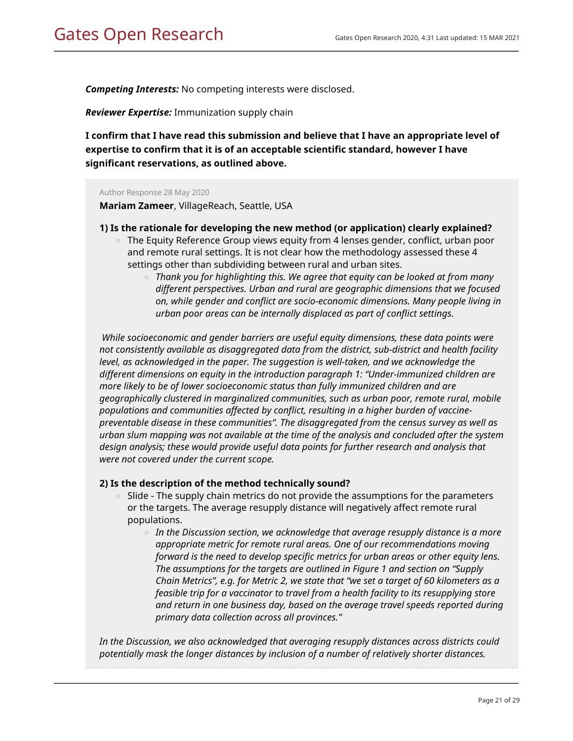***Competing Interests:*** No competing interests were disclosed.

***Reviewer Expertise:*** Immunization supply chain

**I confirm that I have read this submission and believe that I have an appropriate level of expertise to confirm that it is of an acceptable scientific standard, however I have significant reservations, as outlined above.**

Author Response 28 May 2020

**Mariam Zameer**, VillageReach, Seattle, USA

**1) Is the rationale for developing the new method (or application) clearly explained?**

- The Equity Reference Group views equity from 4 lenses gender, conflict, urban poor and remote rural settings. It is not clear how the methodology assessed these 4 settings other than subdividing between rural and urban sites.
  - *Thank you for highlighting this. We agree that equity can be looked at from many different perspectives. Urban and rural are geographic dimensions that we focused on, while gender and conflict are socio-economic dimensions. Many people living in urban poor areas can be internally displaced as part of conflict settings.*

*While socioeconomic and gender barriers are useful equity dimensions, these data points were not consistently available as disaggregated data from the district, sub-district and health facility level, as acknowledged in the paper. The suggestion is well-taken, and we acknowledge the different dimensions on equity in the introduction paragraph 1: "Under-immunized children are more likely to be of lower socioeconomic status than fully immunized children and are geographically clustered in marginalized communities, such as urban poor, remote rural, mobile populations and communities affected by conflict, resulting in a higher burden of vaccine-preventable disease in these communities". The disaggregated from the census survey as well as urban slum mapping was not available at the time of the analysis and concluded after the system design analysis; these would provide useful data points for further research and analysis that were not covered under the current scope.*

**2) Is the description of the method technically sound?**

- Slide - The supply chain metrics do not provide the assumptions for the parameters or the targets. The average resupply distance will negatively affect remote rural populations.
  - *In the Discussion section, we acknowledge that average resupply distance is a more appropriate metric for remote rural areas. One of our recommendations moving forward is the need to develop specific metrics for urban areas or other equity lens. The assumptions for the targets are outlined in Figure 1 and section on "Supply Chain Metrics", e.g. for Metric 2, we state that "we set a target of 60 kilometers as a feasible trip for a vaccinator to travel from a health facility to its resupplying store and return in one business day, based on the average travel speeds reported during primary data collection across all provinces."*

*In the Discussion, we also acknowledged that averaging resupply distances across districts could potentially mask the longer distances by inclusion of a number of relatively shorter distances.*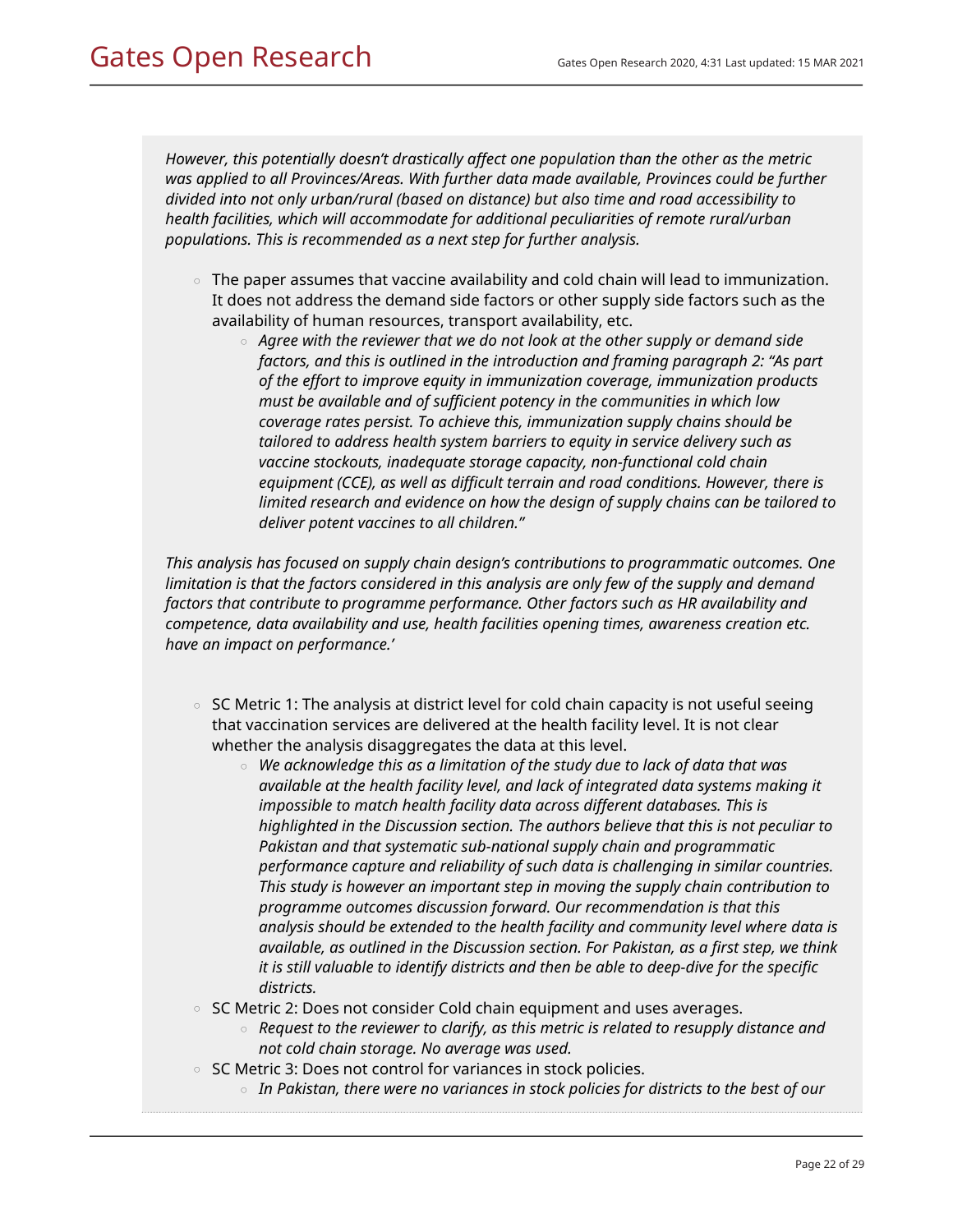*However, this potentially doesn't drastically affect one population than the other as the metric was applied to all Provinces/Areas. With further data made available, Provinces could be further divided into not only urban/rural (based on distance) but also time and road accessibility to health facilities, which will accommodate for additional peculiarities of remote rural/urban populations. This is recommended as a next step for further analysis.*

- The paper assumes that vaccine availability and cold chain will lead to immunization. It does not address the demand side factors or other supply side factors such as the availability of human resources, transport availability, etc.
  - *Agree with the reviewer that we do not look at the other supply or demand side factors, and this is outlined in the introduction and framing paragraph 2: "As part of the effort to improve equity in immunization coverage, immunization products must be available and of sufficient potency in the communities in which low coverage rates persist. To achieve this, immunization supply chains should be tailored to address health system barriers to equity in service delivery such as vaccine stockouts, inadequate storage capacity, non-functional cold chain equipment (CCE), as well as difficult terrain and road conditions. However, there is limited research and evidence on how the design of supply chains can be tailored to deliver potent vaccines to all children."*

*This analysis has focused on supply chain design's contributions to programmatic outcomes. One limitation is that the factors considered in this analysis are only few of the supply and demand factors that contribute to programme performance. Other factors such as HR availability and competence, data availability and use, health facilities opening times, awareness creation etc. have an impact on performance.'*

- SC Metric 1: The analysis at district level for cold chain capacity is not useful seeing that vaccination services are delivered at the health facility level. It is not clear whether the analysis disaggregates the data at this level.
  - *We acknowledge this as a limitation of the study due to lack of data that was available at the health facility level, and lack of integrated data systems making it impossible to match health facility data across different databases. This is highlighted in the Discussion section. The authors believe that this is not peculiar to Pakistan and that systematic sub-national supply chain and programmatic performance capture and reliability of such data is challenging in similar countries. This study is however an important step in moving the supply chain contribution to programme outcomes discussion forward. Our recommendation is that this analysis should be extended to the health facility and community level where data is available, as outlined in the Discussion section. For Pakistan, as a first step, we think it is still valuable to identify districts and then be able to deep-dive for the specific districts.*
- SC Metric 2: Does not consider Cold chain equipment and uses averages.
  - *Request to the reviewer to clarify, as this metric is related to resupply distance and not cold chain storage. No average was used.*
- SC Metric 3: Does not control for variances in stock policies.
  - *In Pakistan, there were no variances in stock policies for districts to the best of our*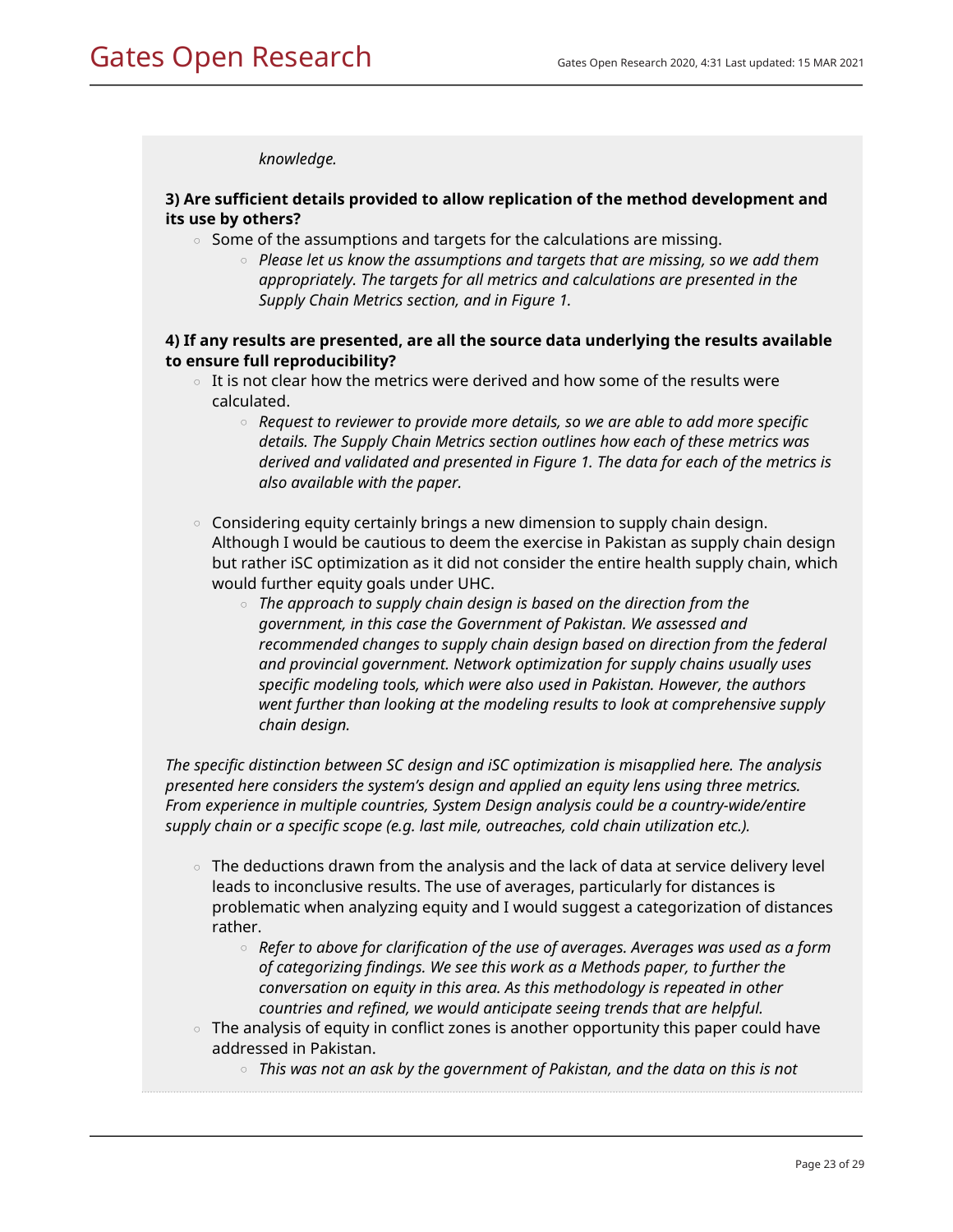*knowledge.*

**3) Are sufficient details provided to allow replication of the method development and its use by others?**

- Some of the assumptions and targets for the calculations are missing.
  - *Please let us know the assumptions and targets that are missing, so we add them appropriately. The targets for all metrics and calculations are presented in the Supply Chain Metrics section, and in Figure 1.*

**4) If any results are presented, are all the source data underlying the results available to ensure full reproducibility?**

- It is not clear how the metrics were derived and how some of the results were calculated.
  - *Request to reviewer to provide more details, so we are able to add more specific details. The Supply Chain Metrics section outlines how each of these metrics was derived and validated and presented in Figure 1. The data for each of the metrics is also available with the paper.*

- Considering equity certainly brings a new dimension to supply chain design. Although I would be cautious to deem the exercise in Pakistan as supply chain design but rather iSC optimization as it did not consider the entire health supply chain, which would further equity goals under UHC.
  - *The approach to supply chain design is based on the direction from the government, in this case the Government of Pakistan. We assessed and recommended changes to supply chain design based on direction from the federal and provincial government. Network optimization for supply chains usually uses specific modeling tools, which were also used in Pakistan. However, the authors went further than looking at the modeling results to look at comprehensive supply chain design.*

*The specific distinction between SC design and iSC optimization is misapplied here. The analysis presented here considers the system's design and applied an equity lens using three metrics. From experience in multiple countries, System Design analysis could be a country-wide/entire supply chain or a specific scope (e.g. last mile, outreaches, cold chain utilization etc.).*

- The deductions drawn from the analysis and the lack of data at service delivery level leads to inconclusive results. The use of averages, particularly for distances is problematic when analyzing equity and I would suggest a categorization of distances rather.
  - *Refer to above for clarification of the use of averages. Averages was used as a form of categorizing findings. We see this work as a Methods paper, to further the conversation on equity in this area. As this methodology is repeated in other countries and refined, we would anticipate seeing trends that are helpful.*
- The analysis of equity in conflict zones is another opportunity this paper could have addressed in Pakistan.
  - *This was not an ask by the government of Pakistan, and the data on this is not*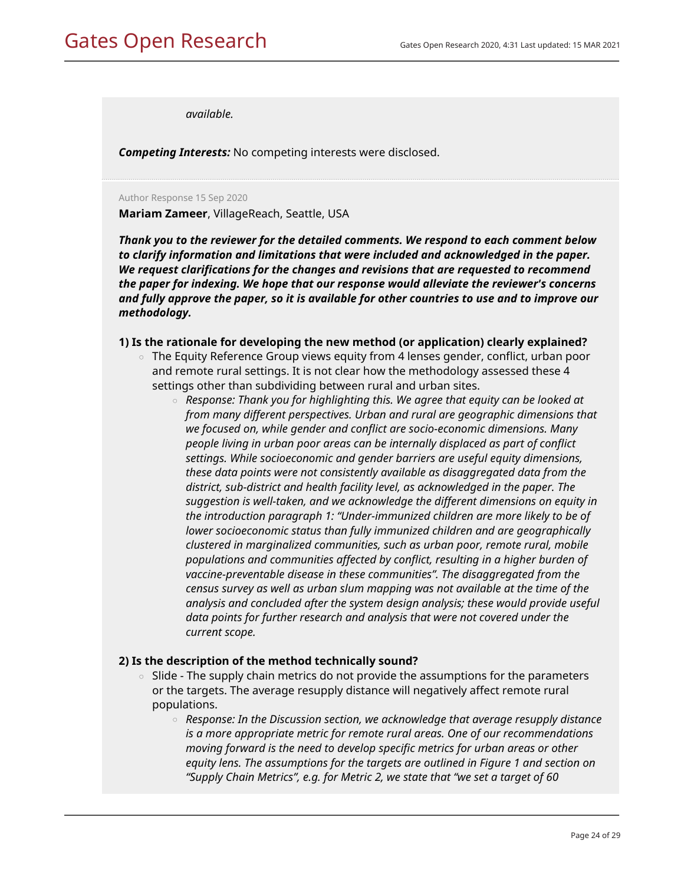*available.*

***Competing Interests:*** No competing interests were disclosed.

Author Response 15 Sep 2020

**Mariam Zameer**, VillageReach, Seattle, USA

***Thank you to the reviewer for the detailed comments. We respond to each comment below to clarify information and limitations that were included and acknowledged in the paper. We request clarifications for the changes and revisions that are requested to recommend the paper for indexing. We hope that our response would alleviate the reviewer's concerns and fully approve the paper, so it is available for other countries to use and to improve our methodology.***

**1) Is the rationale for developing the new method (or application) clearly explained?**

- The Equity Reference Group views equity from 4 lenses gender, conflict, urban poor and remote rural settings. It is not clear how the methodology assessed these 4 settings other than subdividing between rural and urban sites.
  - *Response: Thank you for highlighting this. We agree that equity can be looked at from many different perspectives. Urban and rural are geographic dimensions that we focused on, while gender and conflict are socio-economic dimensions. Many people living in urban poor areas can be internally displaced as part of conflict settings. While socioeconomic and gender barriers are useful equity dimensions, these data points were not consistently available as disaggregated data from the district, sub-district and health facility level, as acknowledged in the paper. The suggestion is well-taken, and we acknowledge the different dimensions on equity in the introduction paragraph 1: "Under-immunized children are more likely to be of lower socioeconomic status than fully immunized children and are geographically clustered in marginalized communities, such as urban poor, remote rural, mobile populations and communities affected by conflict, resulting in a higher burden of vaccine-preventable disease in these communities". The disaggregated from the census survey as well as urban slum mapping was not available at the time of the analysis and concluded after the system design analysis; these would provide useful data points for further research and analysis that were not covered under the current scope.*

**2) Is the description of the method technically sound?**

- Slide - The supply chain metrics do not provide the assumptions for the parameters or the targets. The average resupply distance will negatively affect remote rural populations.
  - *Response: In the Discussion section, we acknowledge that average resupply distance is a more appropriate metric for remote rural areas. One of our recommendations moving forward is the need to develop specific metrics for urban areas or other equity lens. The assumptions for the targets are outlined in Figure 1 and section on "Supply Chain Metrics", e.g. for Metric 2, we state that "we set a target of 60*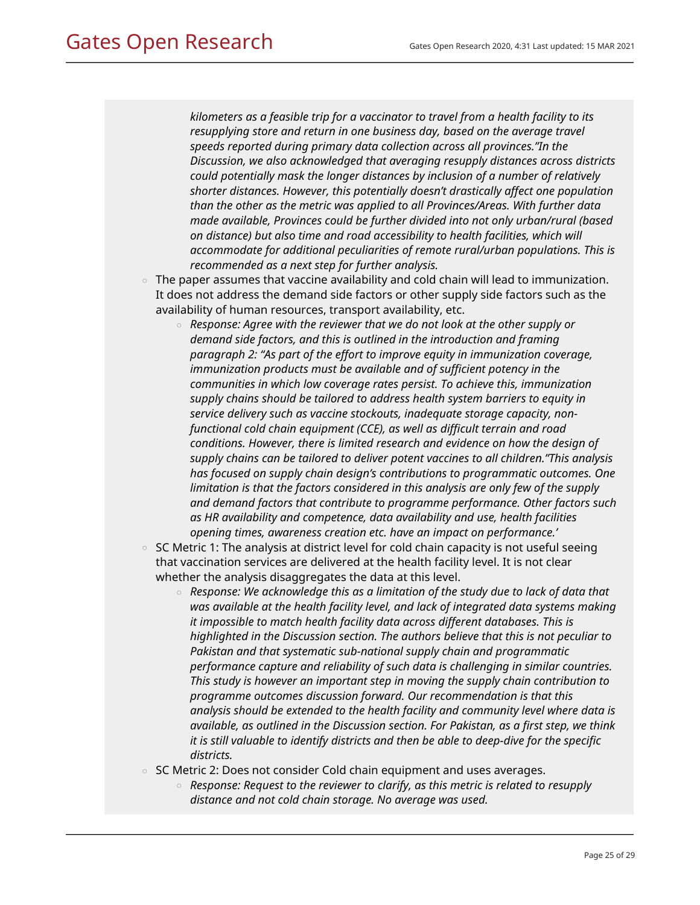*kilometers as a feasible trip for a vaccinator to travel from a health facility to its resupplying store and return in one business day, based on the average travel speeds reported during primary data collection across all provinces."In the Discussion, we also acknowledged that averaging resupply distances across districts could potentially mask the longer distances by inclusion of a number of relatively shorter distances. However, this potentially doesn't drastically affect one population than the other as the metric was applied to all Provinces/Areas. With further data made available, Provinces could be further divided into not only urban/rural (based on distance) but also time and road accessibility to health facilities, which will accommodate for additional peculiarities of remote rural/urban populations. This is recommended as a next step for further analysis.*

- The paper assumes that vaccine availability and cold chain will lead to immunization. It does not address the demand side factors or other supply side factors such as the availability of human resources, transport availability, etc.
  - *Response: Agree with the reviewer that we do not look at the other supply or demand side factors, and this is outlined in the introduction and framing paragraph 2: "As part of the effort to improve equity in immunization coverage, immunization products must be available and of sufficient potency in the communities in which low coverage rates persist. To achieve this, immunization supply chains should be tailored to address health system barriers to equity in service delivery such as vaccine stockouts, inadequate storage capacity, non-functional cold chain equipment (CCE), as well as difficult terrain and road conditions. However, there is limited research and evidence on how the design of supply chains can be tailored to deliver potent vaccines to all children."This analysis has focused on supply chain design's contributions to programmatic outcomes. One limitation is that the factors considered in this analysis are only few of the supply and demand factors that contribute to programme performance. Other factors such as HR availability and competence, data availability and use, health facilities opening times, awareness creation etc. have an impact on performance.'*
- SC Metric 1: The analysis at district level for cold chain capacity is not useful seeing that vaccination services are delivered at the health facility level. It is not clear whether the analysis disaggregates the data at this level.
  - *Response: We acknowledge this as a limitation of the study due to lack of data that was available at the health facility level, and lack of integrated data systems making it impossible to match health facility data across different databases. This is highlighted in the Discussion section. The authors believe that this is not peculiar to Pakistan and that systematic sub-national supply chain and programmatic performance capture and reliability of such data is challenging in similar countries. This study is however an important step in moving the supply chain contribution to programme outcomes discussion forward. Our recommendation is that this analysis should be extended to the health facility and community level where data is available, as outlined in the Discussion section. For Pakistan, as a first step, we think it is still valuable to identify districts and then be able to deep-dive for the specific districts.*
- SC Metric 2: Does not consider Cold chain equipment and uses averages.
  - *Response: Request to the reviewer to clarify, as this metric is related to resupply distance and not cold chain storage. No average was used.*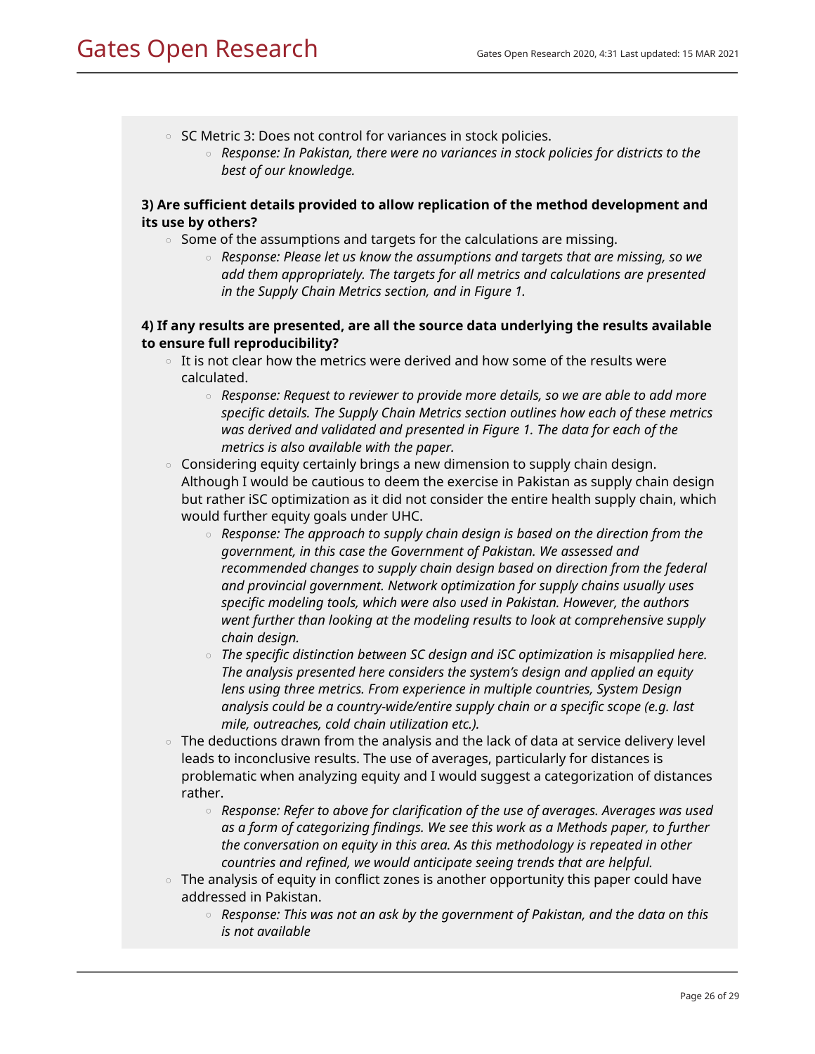- SC Metric 3: Does not control for variances in stock policies.
    - *Response: In Pakistan, there were no variances in stock policies for districts to the best of our knowledge.*

**3) Are sufficient details provided to allow replication of the method development and its use by others?**

- Some of the assumptions and targets for the calculations are missing.
    - *Response: Please let us know the assumptions and targets that are missing, so we add them appropriately. The targets for all metrics and calculations are presented in the Supply Chain Metrics section, and in Figure 1.*

**4) If any results are presented, are all the source data underlying the results available to ensure full reproducibility?**

- It is not clear how the metrics were derived and how some of the results were calculated.
    - *Response: Request to reviewer to provide more details, so we are able to add more specific details. The Supply Chain Metrics section outlines how each of these metrics was derived and validated and presented in Figure 1. The data for each of the metrics is also available with the paper.*
- Considering equity certainly brings a new dimension to supply chain design. Although I would be cautious to deem the exercise in Pakistan as supply chain design but rather iSC optimization as it did not consider the entire health supply chain, which would further equity goals under UHC.
    - *Response: The approach to supply chain design is based on the direction from the government, in this case the Government of Pakistan. We assessed and recommended changes to supply chain design based on direction from the federal and provincial government. Network optimization for supply chains usually uses specific modeling tools, which were also used in Pakistan. However, the authors went further than looking at the modeling results to look at comprehensive supply chain design.*
    - *The specific distinction between SC design and iSC optimization is misapplied here. The analysis presented here considers the system's design and applied an equity lens using three metrics. From experience in multiple countries, System Design analysis could be a country-wide/entire supply chain or a specific scope (e.g. last mile, outreaches, cold chain utilization etc.).*
- The deductions drawn from the analysis and the lack of data at service delivery level leads to inconclusive results. The use of averages, particularly for distances is problematic when analyzing equity and I would suggest a categorization of distances rather.
    - *Response: Refer to above for clarification of the use of averages. Averages was used as a form of categorizing findings. We see this work as a Methods paper, to further the conversation on equity in this area. As this methodology is repeated in other countries and refined, we would anticipate seeing trends that are helpful.*
- The analysis of equity in conflict zones is another opportunity this paper could have addressed in Pakistan.
    - *Response: This was not an ask by the government of Pakistan, and the data on this is not available*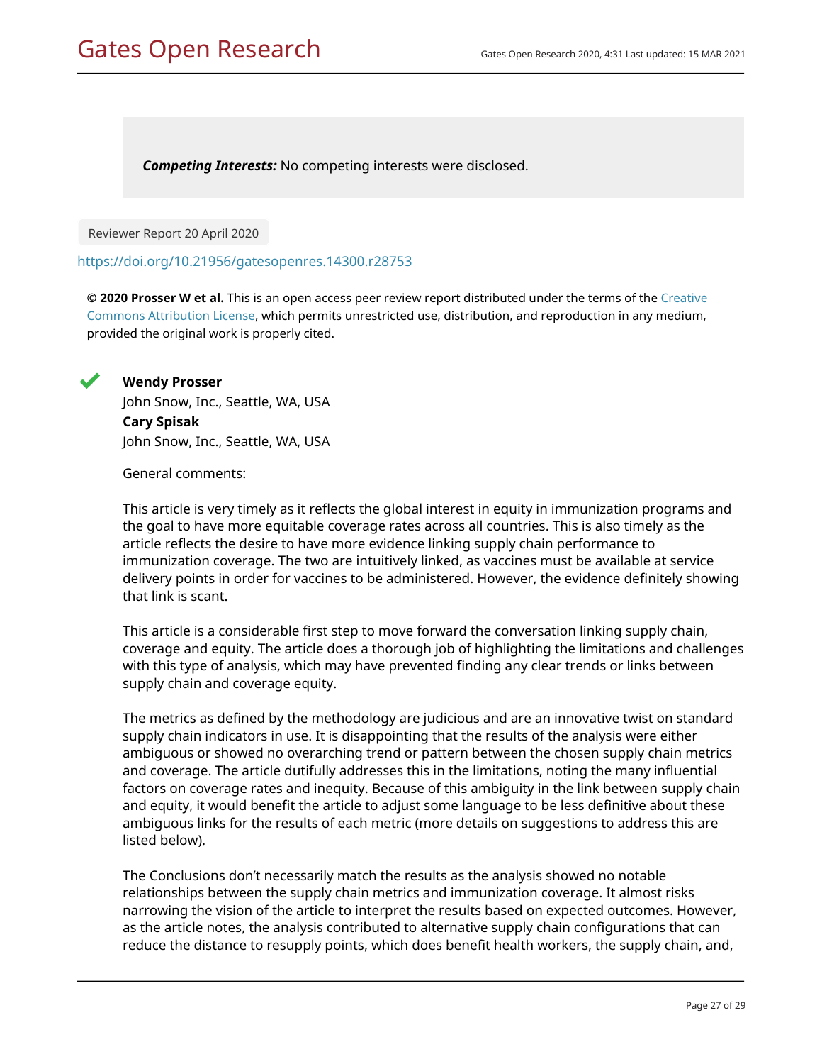**_Competing Interests:_** No competing interests were disclosed.

Reviewer Report 20 April 2020

https://doi.org/10.21956/gatesopenres.14300.r28753

**© 2020 Prosser W et al.** This is an open access peer review report distributed under the terms of the Creative Commons Attribution License, which permits unrestricted use, distribution, and reproduction in any medium, provided the original work is properly cited.

**Wendy Prosser**
John Snow, Inc., Seattle, WA, USA
**Cary Spisak**
John Snow, Inc., Seattle, WA, USA

General comments:

This article is very timely as it reflects the global interest in equity in immunization programs and the goal to have more equitable coverage rates across all countries. This is also timely as the article reflects the desire to have more evidence linking supply chain performance to immunization coverage. The two are intuitively linked, as vaccines must be available at service delivery points in order for vaccines to be administered. However, the evidence definitely showing that link is scant.

This article is a considerable first step to move forward the conversation linking supply chain, coverage and equity. The article does a thorough job of highlighting the limitations and challenges with this type of analysis, which may have prevented finding any clear trends or links between supply chain and coverage equity.

The metrics as defined by the methodology are judicious and are an innovative twist on standard supply chain indicators in use. It is disappointing that the results of the analysis were either ambiguous or showed no overarching trend or pattern between the chosen supply chain metrics and coverage. The article dutifully addresses this in the limitations, noting the many influential factors on coverage rates and inequity. Because of this ambiguity in the link between supply chain and equity, it would benefit the article to adjust some language to be less definitive about these ambiguous links for the results of each metric (more details on suggestions to address this are listed below).

The Conclusions don't necessarily match the results as the analysis showed no notable relationships between the supply chain metrics and immunization coverage. It almost risks narrowing the vision of the article to interpret the results based on expected outcomes. However, as the article notes, the analysis contributed to alternative supply chain configurations that can reduce the distance to resupply points, which does benefit health workers, the supply chain, and,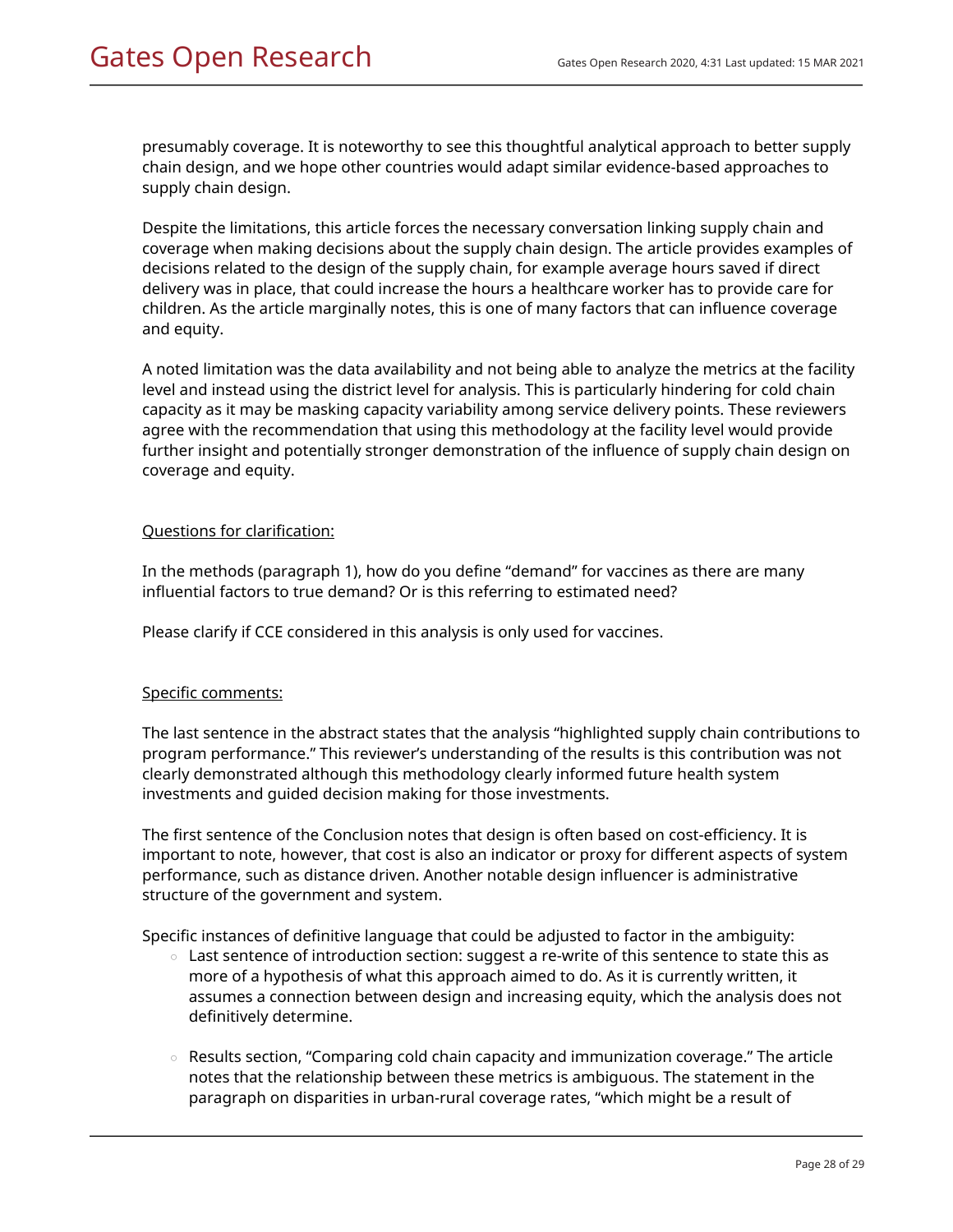presumably coverage. It is noteworthy to see this thoughtful analytical approach to better supply chain design, and we hope other countries would adapt similar evidence-based approaches to supply chain design.

Despite the limitations, this article forces the necessary conversation linking supply chain and coverage when making decisions about the supply chain design. The article provides examples of decisions related to the design of the supply chain, for example average hours saved if direct delivery was in place, that could increase the hours a healthcare worker has to provide care for children. As the article marginally notes, this is one of many factors that can influence coverage and equity.

A noted limitation was the data availability and not being able to analyze the metrics at the facility level and instead using the district level for analysis. This is particularly hindering for cold chain capacity as it may be masking capacity variability among service delivery points. These reviewers agree with the recommendation that using this methodology at the facility level would provide further insight and potentially stronger demonstration of the influence of supply chain design on coverage and equity.

<u>Questions for clarification:</u>

In the methods (paragraph 1), how do you define "demand" for vaccines as there are many influential factors to true demand? Or is this referring to estimated need?

Please clarify if CCE considered in this analysis is only used for vaccines.

<u>Specific comments:</u>

The last sentence in the abstract states that the analysis "highlighted supply chain contributions to program performance." This reviewer's understanding of the results is this contribution was not clearly demonstrated although this methodology clearly informed future health system investments and guided decision making for those investments.

The first sentence of the Conclusion notes that design is often based on cost-efficiency. It is important to note, however, that cost is also an indicator or proxy for different aspects of system performance, such as distance driven. Another notable design influencer is administrative structure of the government and system.

Specific instances of definitive language that could be adjusted to factor in the ambiguity:

- Last sentence of introduction section: suggest a re-write of this sentence to state this as more of a hypothesis of what this approach aimed to do. As it is currently written, it assumes a connection between design and increasing equity, which the analysis does not definitively determine.

- Results section, "Comparing cold chain capacity and immunization coverage." The article notes that the relationship between these metrics is ambiguous. The statement in the paragraph on disparities in urban-rural coverage rates, "which might be a result of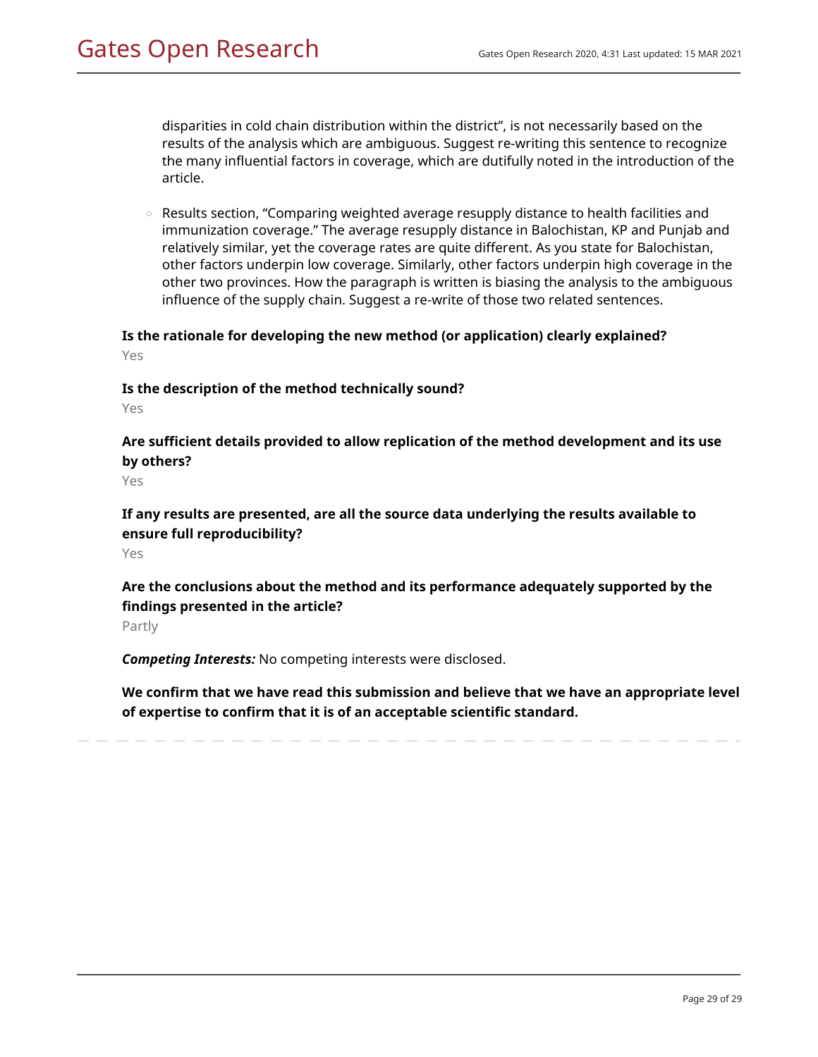disparities in cold chain distribution within the district", is not necessarily based on the results of the analysis which are ambiguous. Suggest re-writing this sentence to recognize the many influential factors in coverage, which are dutifully noted in the introduction of the article.

- Results section, "Comparing weighted average resupply distance to health facilities and immunization coverage." The average resupply distance in Balochistan, KP and Punjab and relatively similar, yet the coverage rates are quite different. As you state for Balochistan, other factors underpin low coverage. Similarly, other factors underpin high coverage in the other two provinces. How the paragraph is written is biasing the analysis to the ambiguous influence of the supply chain. Suggest a re-write of those two related sentences.

**Is the rationale for developing the new method (or application) clearly explained?**

Yes

**Is the description of the method technically sound?**

Yes

**Are sufficient details provided to allow replication of the method development and its use by others?**

Yes

**If any results are presented, are all the source data underlying the results available to ensure full reproducibility?**

Yes

**Are the conclusions about the method and its performance adequately supported by the findings presented in the article?**

Partly

***Competing Interests:*** No competing interests were disclosed.

**We confirm that we have read this submission and believe that we have an appropriate level of expertise to confirm that it is of an acceptable scientific standard.**